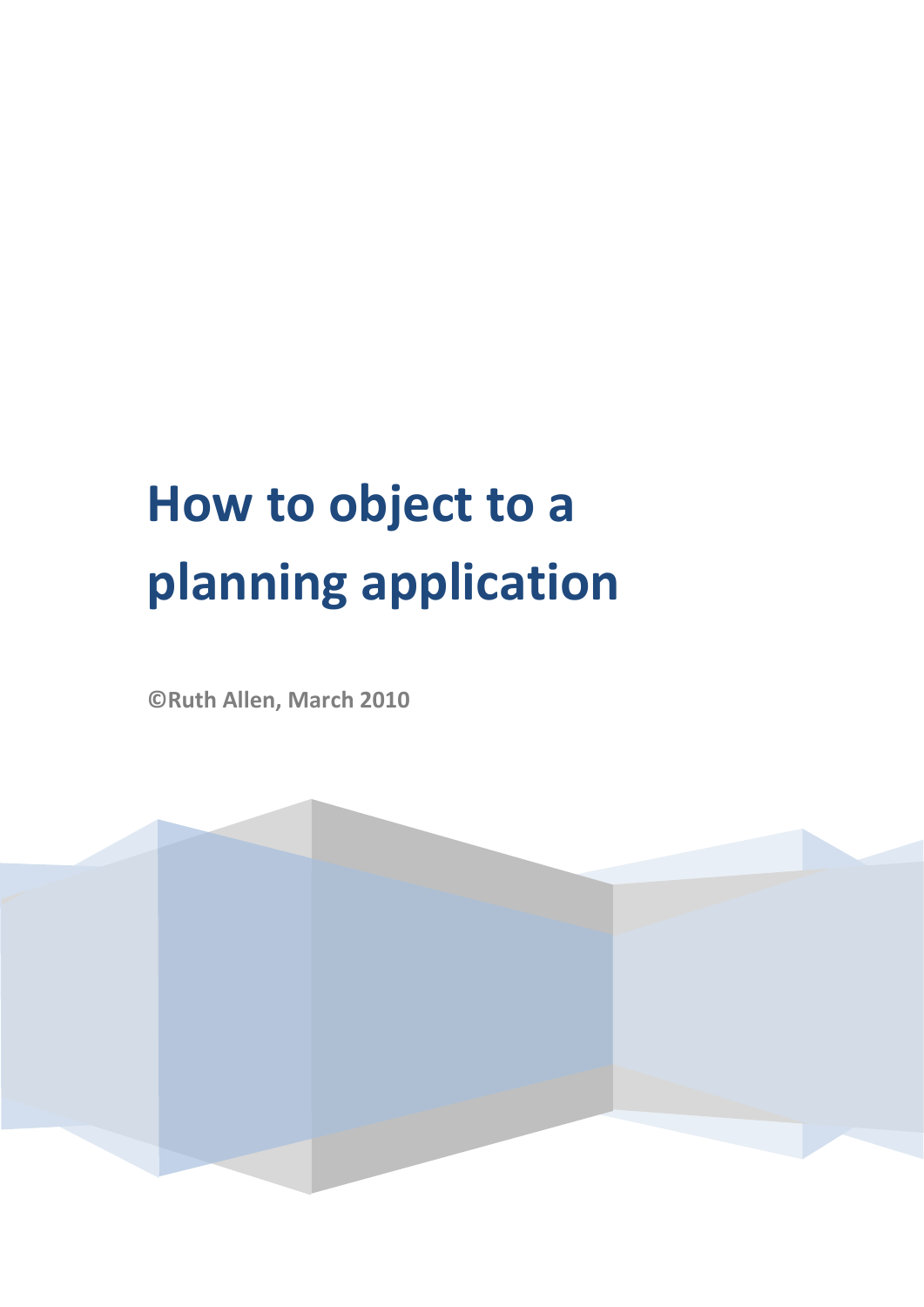# How to object to a planning application

**©Ruth Allen, March 2010**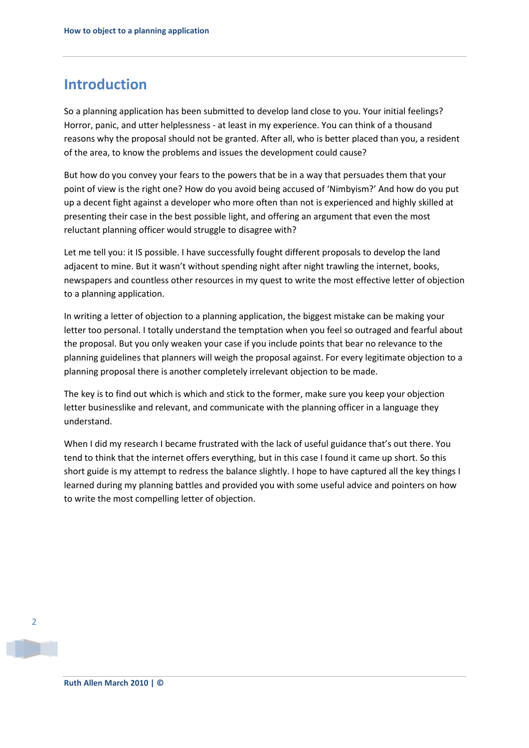## Introduction

So a planning application has been submitted to develop land close to you. Your initial feelings? Horror, panic, and utter helplessness - at least in my experience. You can think of a thousand reasons why the proposal should not be granted. After all, who is better placed than you, a resident of the area, to know the problems and issues the development could cause?

But how do you convey your fears to the powers that be in a way that persuades them that your point of view is the right one? How do you avoid being accused of 'Nimbyism?' And how do you put up a decent fight against a developer who more often than not is experienced and highly skilled at presenting their case in the best possible light, and offering an argument that even the most reluctant planning officer would struggle to disagree with?

Let me tell you: it IS possible. I have successfully fought different proposals to develop the land adjacent to mine. But it wasn't without spending night after night trawling the internet, books, newspapers and countless other resources in my quest to write the most effective letter of objection to a planning application.

In writing a letter of objection to a planning application, the biggest mistake can be making your letter too personal. I totally understand the temptation when you feel so outraged and fearful about the proposal. But you only weaken your case if you include points that bear no relevance to the planning guidelines that planners will weigh the proposal against. For every legitimate objection to a planning proposal there is another completely irrelevant objection to be made.

The key is to find out which is which and stick to the former, make sure you keep your objection letter businesslike and relevant, and communicate with the planning officer in a language they understand.

When I did my research I became frustrated with the lack of useful guidance that's out there. You tend to think that the internet offers everything, but in this case I found it came up short. So this short guide is my attempt to redress the balance slightly. I hope to have captured all the key things I learned during my planning battles and provided you with some useful advice and pointers on how to write the most compelling letter of objection.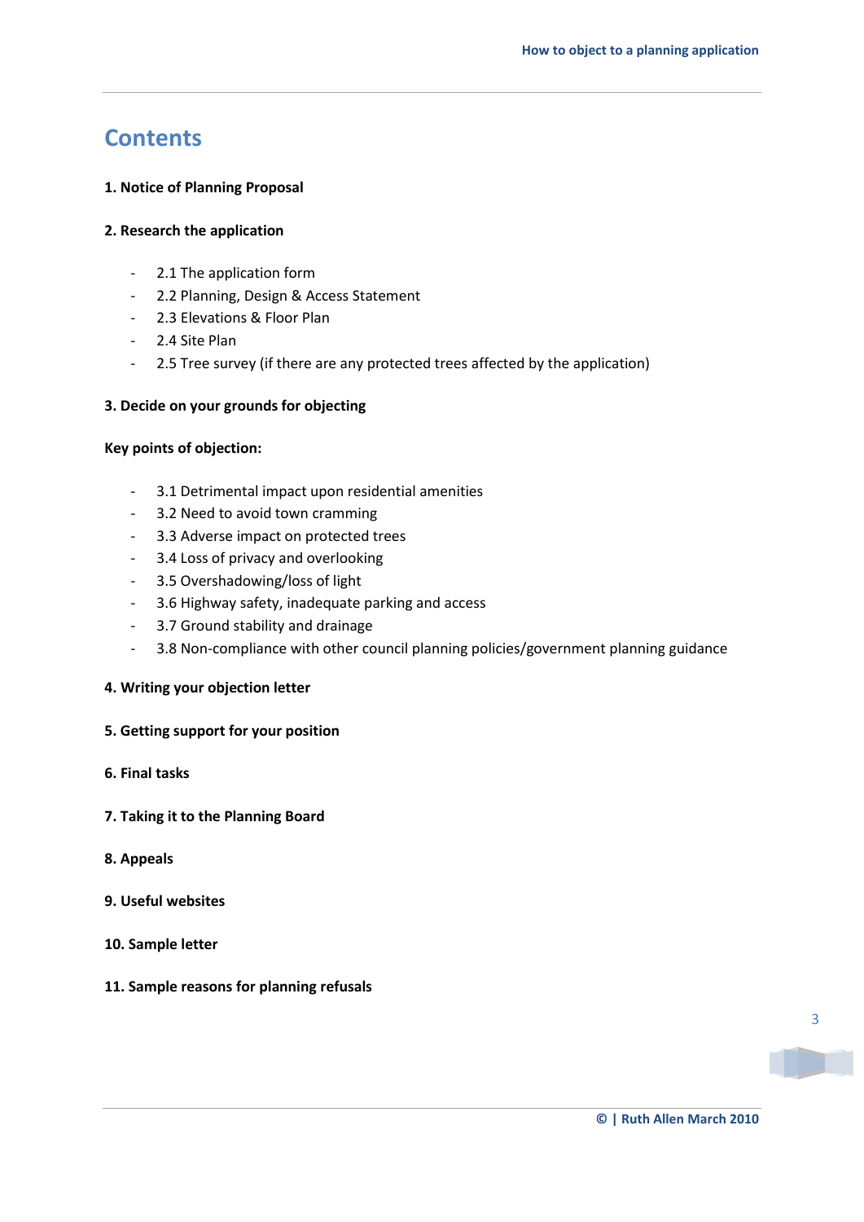# Contents

**1. Notice of Planning Proposal**

**2. Research the application**

- 2.1 The application form
- 2.2 Planning, Design & Access Statement
- 2.3 Elevations & Floor Plan
- 2.4 Site Plan
- 2.5 Tree survey (if there are any protected trees affected by the application)

**3. Decide on your grounds for objecting**

**Key points of objection:**

- 3.1 Detrimental impact upon residential amenities
- 3.2 Need to avoid town cramming
- 3.3 Adverse impact on protected trees
- 3.4 Loss of privacy and overlooking
- 3.5 Overshadowing/loss of light
- 3.6 Highway safety, inadequate parking and access
- 3.7 Ground stability and drainage
- 3.8 Non-compliance with other council planning policies/government planning guidance

**4. Writing your objection letter**

**5. Getting support for your position**

**6. Final tasks**

**7. Taking it to the Planning Board**

**8. Appeals**

**9. Useful websites**

**10. Sample letter**

**11. Sample reasons for planning refusals**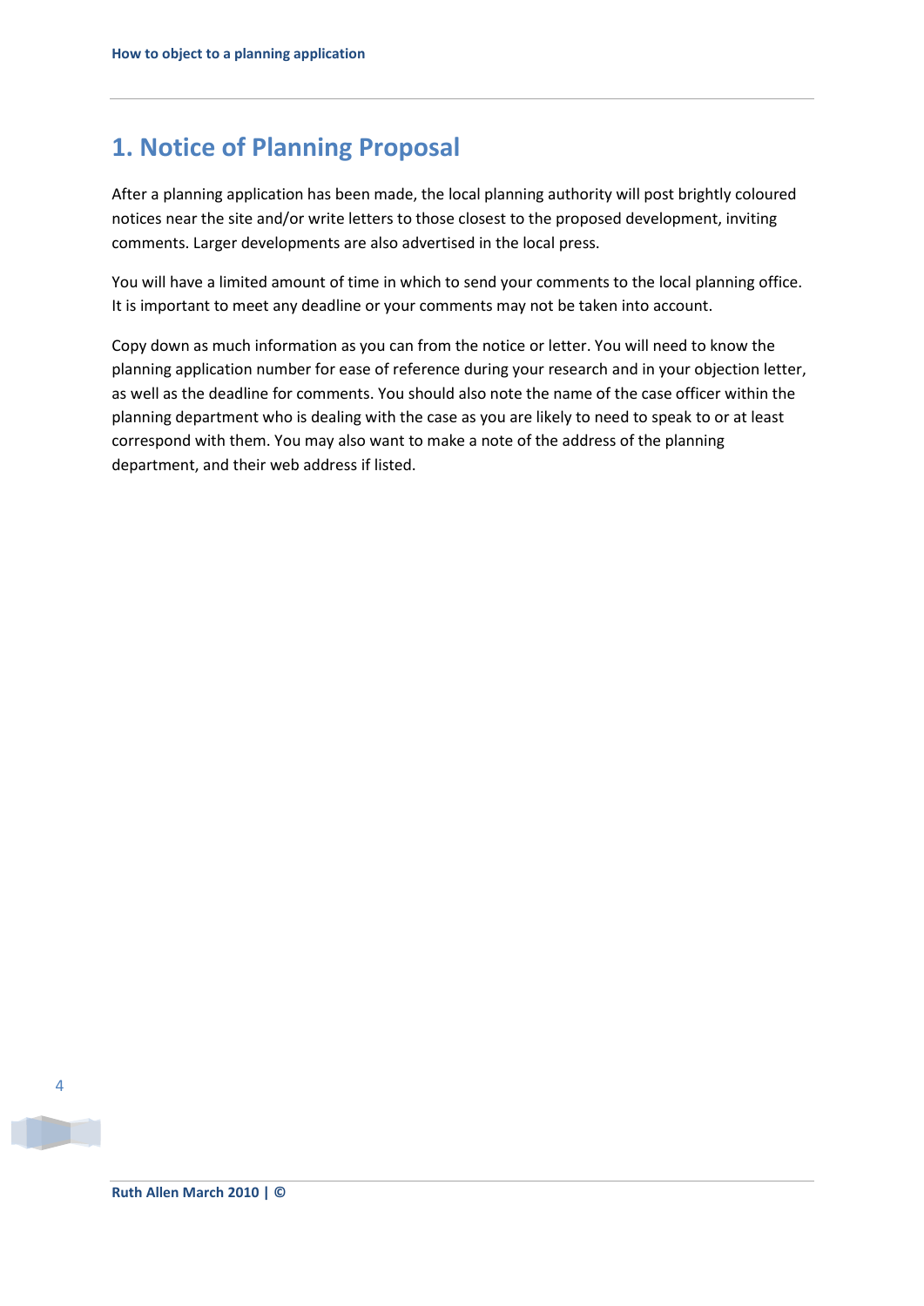## 1. Notice of Planning Proposal

After a planning application has been made, the local planning authority will post brightly coloured notices near the site and/or write letters to those closest to the proposed development, inviting comments. Larger developments are also advertised in the local press.

You will have a limited amount of time in which to send your comments to the local planning office. It is important to meet any deadline or your comments may not be taken into account.

Copy down as much information as you can from the notice or letter. You will need to know the planning application number for ease of reference during your research and in your objection letter, as well as the deadline for comments. You should also note the name of the case officer within the planning department who is dealing with the case as you are likely to need to speak to or at least correspond with them. You may also want to make a note of the address of the planning department, and their web address if listed.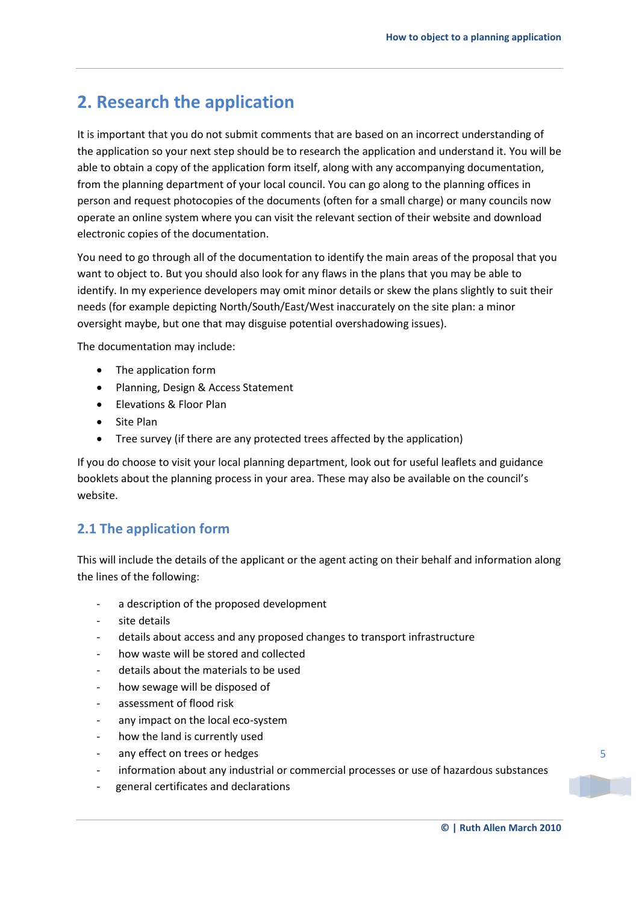## 2. Research the application

It is important that you do not submit comments that are based on an incorrect understanding of the application so your next step should be to research the application and understand it. You will be able to obtain a copy of the application form itself, along with any accompanying documentation, from the planning department of your local council. You can go along to the planning offices in person and request photocopies of the documents (often for a small charge) or many councils now operate an online system where you can visit the relevant section of their website and download electronic copies of the documentation.

You need to go through all of the documentation to identify the main areas of the proposal that you want to object to. But you should also look for any flaws in the plans that you may be able to identify. In my experience developers may omit minor details or skew the plans slightly to suit their needs (for example depicting North/South/East/West inaccurately on the site plan: a minor oversight maybe, but one that may disguise potential overshadowing issues).

The documentation may include:

- The application form
- Planning, Design & Access Statement
- Elevations & Floor Plan
- Site Plan
- Tree survey (if there are any protected trees affected by the application)

If you do choose to visit your local planning department, look out for useful leaflets and guidance booklets about the planning process in your area. These may also be available on the council's website.

### 2.1 The application form

This will include the details of the applicant or the agent acting on their behalf and information along the lines of the following:

- a description of the proposed development
- site details
- details about access and any proposed changes to transport infrastructure
- how waste will be stored and collected
- details about the materials to be used
- how sewage will be disposed of
- assessment of flood risk
- any impact on the local eco-system
- how the land is currently used
- any effect on trees or hedges
- information about any industrial or commercial processes or use of hazardous substances
- general certificates and declarations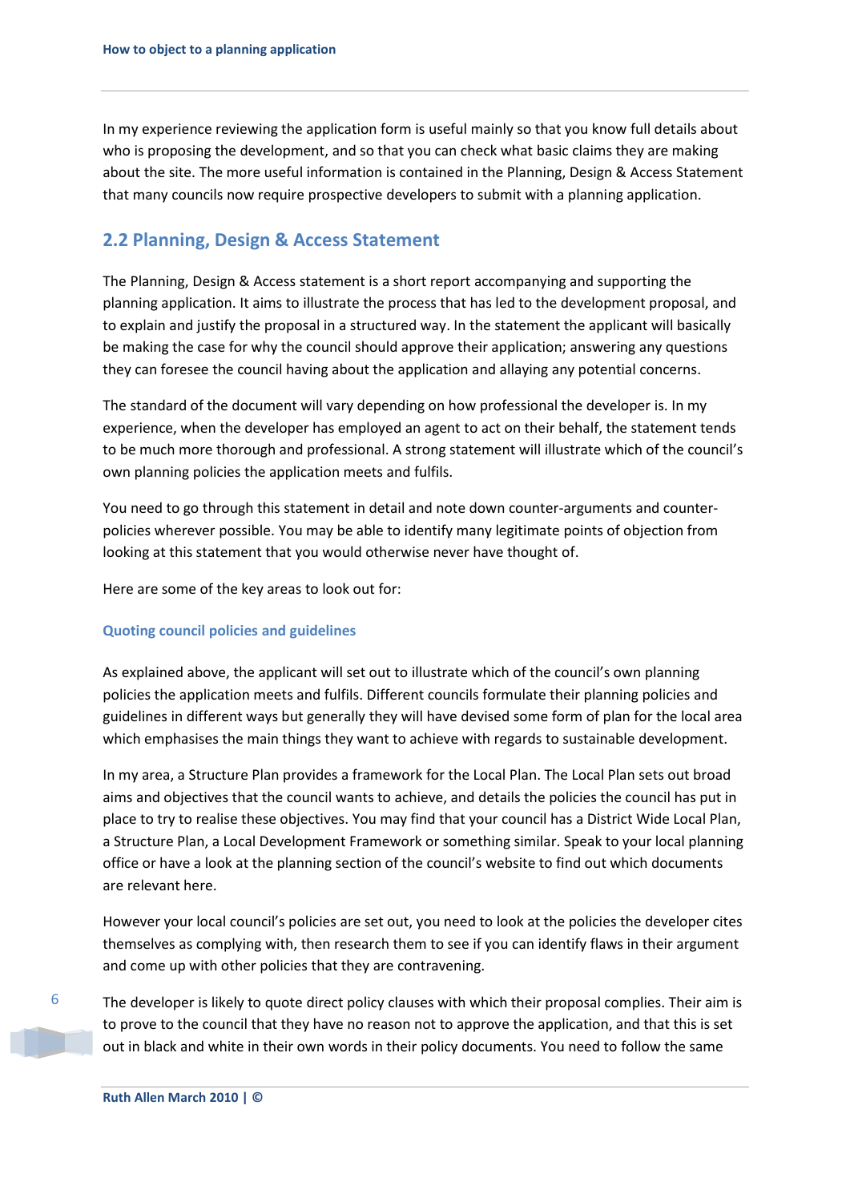In my experience reviewing the application form is useful mainly so that you know full details about who is proposing the development, and so that you can check what basic claims they are making about the site. The more useful information is contained in the Planning, Design & Access Statement that many councils now require prospective developers to submit with a planning application.

## 2.2 Planning, Design & Access Statement

The Planning, Design & Access statement is a short report accompanying and supporting the planning application. It aims to illustrate the process that has led to the development proposal, and to explain and justify the proposal in a structured way. In the statement the applicant will basically be making the case for why the council should approve their application; answering any questions they can foresee the council having about the application and allaying any potential concerns.

The standard of the document will vary depending on how professional the developer is. In my experience, when the developer has employed an agent to act on their behalf, the statement tends to be much more thorough and professional. A strong statement will illustrate which of the council's own planning policies the application meets and fulfils.

You need to go through this statement in detail and note down counter-arguments and counter-policies wherever possible. You may be able to identify many legitimate points of objection from looking at this statement that you would otherwise never have thought of.

Here are some of the key areas to look out for:

### Quoting council policies and guidelines

As explained above, the applicant will set out to illustrate which of the council's own planning policies the application meets and fulfils. Different councils formulate their planning policies and guidelines in different ways but generally they will have devised some form of plan for the local area which emphasises the main things they want to achieve with regards to sustainable development.

In my area, a Structure Plan provides a framework for the Local Plan. The Local Plan sets out broad aims and objectives that the council wants to achieve, and details the policies the council has put in place to try to realise these objectives. You may find that your council has a District Wide Local Plan, a Structure Plan, a Local Development Framework or something similar. Speak to your local planning office or have a look at the planning section of the council's website to find out which documents are relevant here.

However your local council's policies are set out, you need to look at the policies the developer cites themselves as complying with, then research them to see if you can identify flaws in their argument and come up with other policies that they are contravening.

The developer is likely to quote direct policy clauses with which their proposal complies. Their aim is to prove to the council that they have no reason not to approve the application, and that this is set out in black and white in their own words in their policy documents. You need to follow the same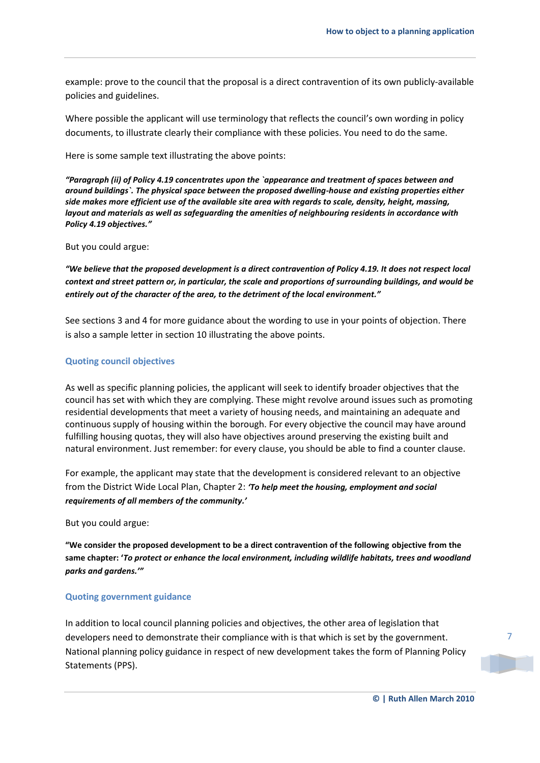example: prove to the council that the proposal is a direct contravention of its own publicly-available policies and guidelines.

Where possible the applicant will use terminology that reflects the council's own wording in policy documents, to illustrate clearly their compliance with these policies. You need to do the same.

Here is some sample text illustrating the above points:

***"Paragraph (ii) of Policy 4.19 concentrates upon the `appearance and treatment of spaces between and around buildings`. The physical space between the proposed dwelling-house and existing properties either side makes more efficient use of the available site area with regards to scale, density, height, massing, layout and materials as well as safeguarding the amenities of neighbouring residents in accordance with Policy 4.19 objectives."***

But you could argue:

***"We believe that the proposed development is a direct contravention of Policy 4.19. It does not respect local context and street pattern or, in particular, the scale and proportions of surrounding buildings, and would be entirely out of the character of the area, to the detriment of the local environment."***

See sections 3 and 4 for more guidance about the wording to use in your points of objection. There is also a sample letter in section 10 illustrating the above points.

### Quoting council objectives

As well as specific planning policies, the applicant will seek to identify broader objectives that the council has set with which they are complying. These might revolve around issues such as promoting residential developments that meet a variety of housing needs, and maintaining an adequate and continuous supply of housing within the borough. For every objective the council may have around fulfilling housing quotas, they will also have objectives around preserving the existing built and natural environment. Just remember: for every clause, you should be able to find a counter clause.

For example, the applicant may state that the development is considered relevant to an objective from the District Wide Local Plan, Chapter 2: ***'To help meet the housing, employment and social requirements of all members of the community.'***

But you could argue:

**"We consider the proposed development to be a direct contravention of the following objective from the same chapter: '*To protect or enhance the local environment, including wildlife habitats, trees and woodland parks and gardens.*'"**

### Quoting government guidance

In addition to local council planning policies and objectives, the other area of legislation that developers need to demonstrate their compliance with is that which is set by the government. National planning policy guidance in respect of new development takes the form of Planning Policy Statements (PPS).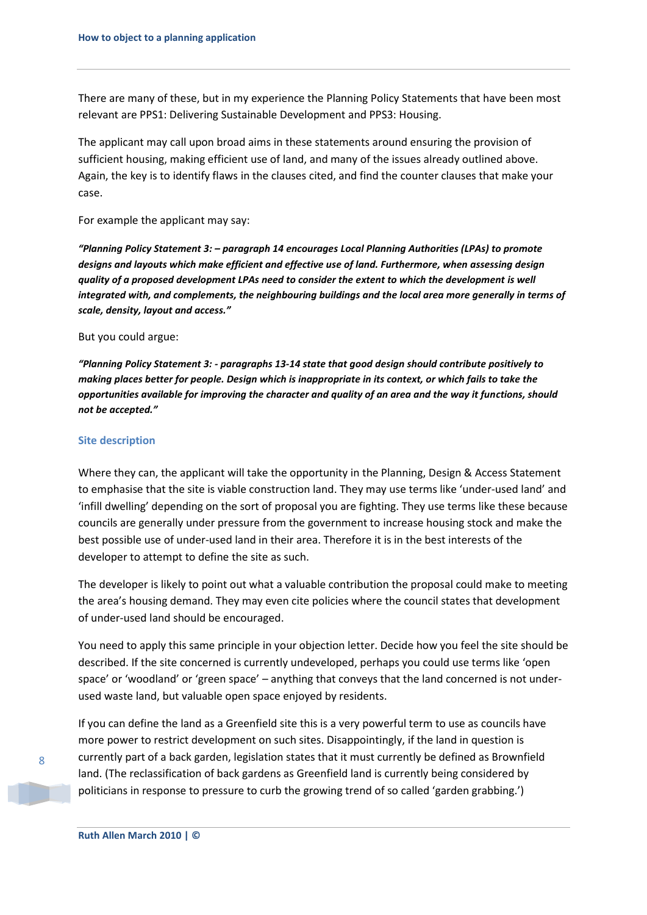There are many of these, but in my experience the Planning Policy Statements that have been most relevant are PPS1: Delivering Sustainable Development and PPS3: Housing.

The applicant may call upon broad aims in these statements around ensuring the provision of sufficient housing, making efficient use of land, and many of the issues already outlined above. Again, the key is to identify flaws in the clauses cited, and find the counter clauses that make your case.

For example the applicant may say:

***"Planning Policy Statement 3: – paragraph 14 encourages Local Planning Authorities (LPAs) to promote designs and layouts which make efficient and effective use of land. Furthermore, when assessing design quality of a proposed development LPAs need to consider the extent to which the development is well integrated with, and complements, the neighbouring buildings and the local area more generally in terms of scale, density, layout and access."***

But you could argue:

***"Planning Policy Statement 3: - paragraphs 13-14 state that good design should contribute positively to making places better for people. Design which is inappropriate in its context, or which fails to take the opportunities available for improving the character and quality of an area and the way it functions, should not be accepted."***

### Site description

Where they can, the applicant will take the opportunity in the Planning, Design & Access Statement to emphasise that the site is viable construction land. They may use terms like 'under-used land' and 'infill dwelling' depending on the sort of proposal you are fighting. They use terms like these because councils are generally under pressure from the government to increase housing stock and make the best possible use of under-used land in their area. Therefore it is in the best interests of the developer to attempt to define the site as such.

The developer is likely to point out what a valuable contribution the proposal could make to meeting the area's housing demand. They may even cite policies where the council states that development of under-used land should be encouraged.

You need to apply this same principle in your objection letter. Decide how you feel the site should be described. If the site concerned is currently undeveloped, perhaps you could use terms like 'open space' or 'woodland' or 'green space' – anything that conveys that the land concerned is not under-used waste land, but valuable open space enjoyed by residents.

If you can define the land as a Greenfield site this is a very powerful term to use as councils have more power to restrict development on such sites. Disappointingly, if the land in question is currently part of a back garden, legislation states that it must currently be defined as Brownfield land. (The reclassification of back gardens as Greenfield land is currently being considered by politicians in response to pressure to curb the growing trend of so called 'garden grabbing.')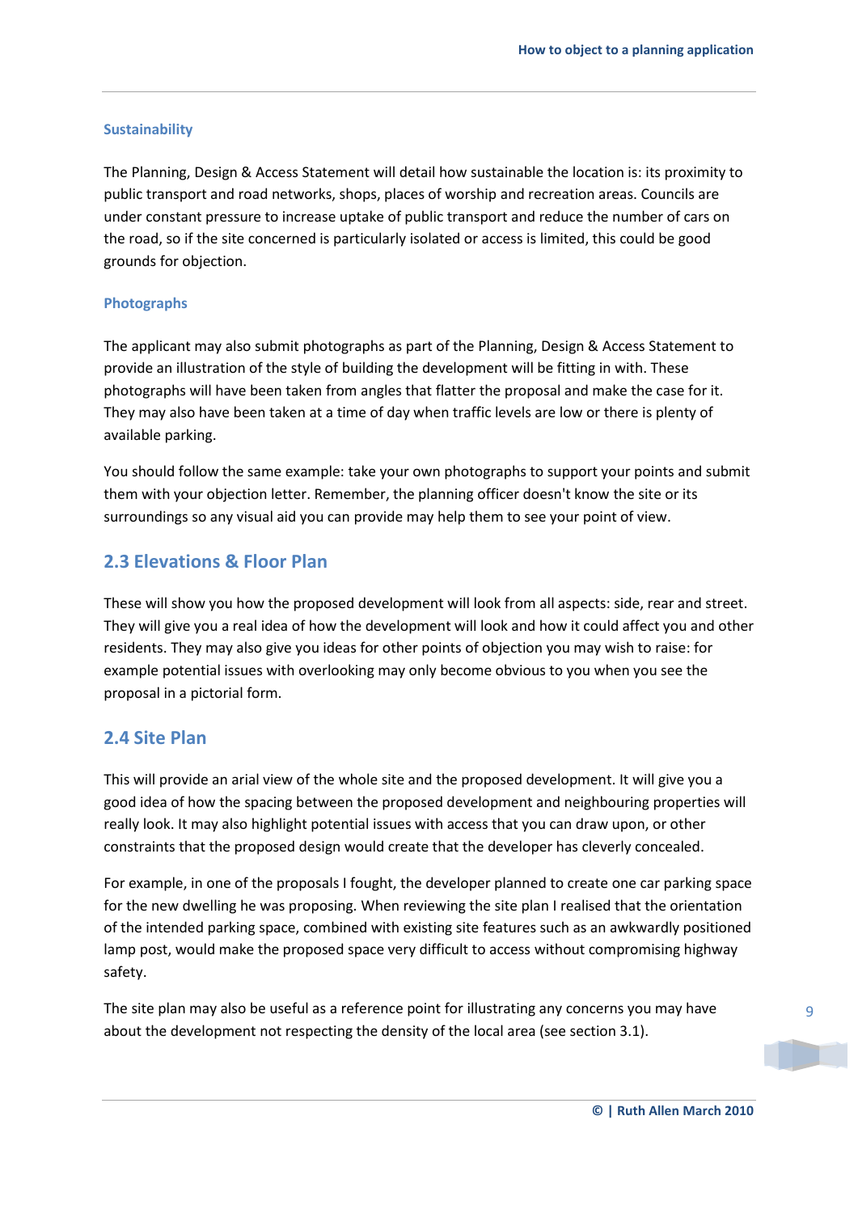### Sustainability

The Planning, Design & Access Statement will detail how sustainable the location is: its proximity to public transport and road networks, shops, places of worship and recreation areas. Councils are under constant pressure to increase uptake of public transport and reduce the number of cars on the road, so if the site concerned is particularly isolated or access is limited, this could be good grounds for objection.

### Photographs

The applicant may also submit photographs as part of the Planning, Design & Access Statement to provide an illustration of the style of building the development will be fitting in with. These photographs will have been taken from angles that flatter the proposal and make the case for it. They may also have been taken at a time of day when traffic levels are low or there is plenty of available parking.

You should follow the same example: take your own photographs to support your points and submit them with your objection letter. Remember, the planning officer doesn't know the site or its surroundings so any visual aid you can provide may help them to see your point of view.

## 2.3 Elevations & Floor Plan

These will show you how the proposed development will look from all aspects: side, rear and street. They will give you a real idea of how the development will look and how it could affect you and other residents. They may also give you ideas for other points of objection you may wish to raise: for example potential issues with overlooking may only become obvious to you when you see the proposal in a pictorial form.

## 2.4 Site Plan

This will provide an arial view of the whole site and the proposed development. It will give you a good idea of how the spacing between the proposed development and neighbouring properties will really look. It may also highlight potential issues with access that you can draw upon, or other constraints that the proposed design would create that the developer has cleverly concealed.

For example, in one of the proposals I fought, the developer planned to create one car parking space for the new dwelling he was proposing. When reviewing the site plan I realised that the orientation of the intended parking space, combined with existing site features such as an awkwardly positioned lamp post, would make the proposed space very difficult to access without compromising highway safety.

The site plan may also be useful as a reference point for illustrating any concerns you may have about the development not respecting the density of the local area (see section 3.1).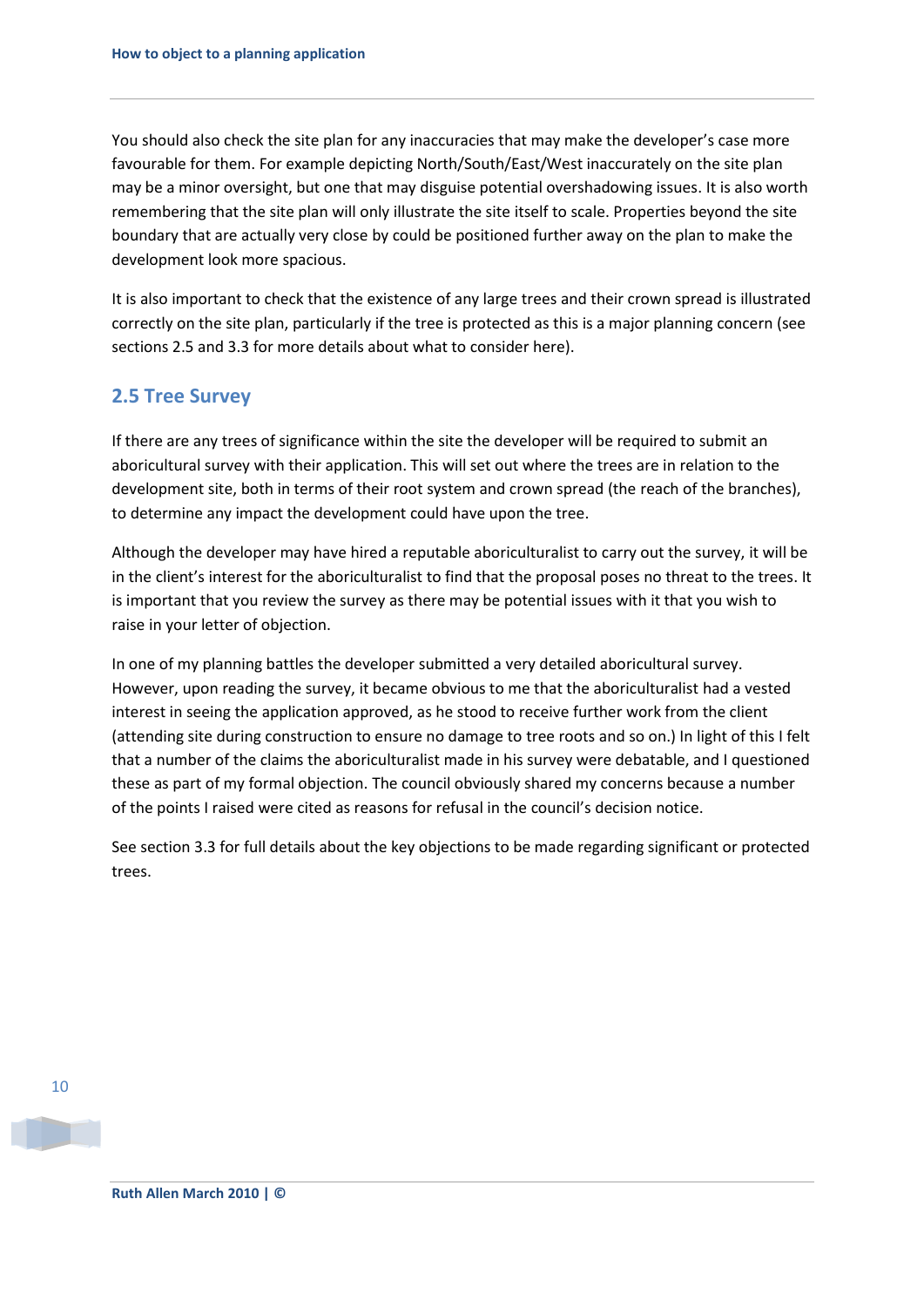You should also check the site plan for any inaccuracies that may make the developer's case more favourable for them. For example depicting North/South/East/West inaccurately on the site plan may be a minor oversight, but one that may disguise potential overshadowing issues. It is also worth remembering that the site plan will only illustrate the site itself to scale. Properties beyond the site boundary that are actually very close by could be positioned further away on the plan to make the development look more spacious.

It is also important to check that the existence of any large trees and their crown spread is illustrated correctly on the site plan, particularly if the tree is protected as this is a major planning concern (see sections 2.5 and 3.3 for more details about what to consider here).

## 2.5 Tree Survey

If there are any trees of significance within the site the developer will be required to submit an aboricultural survey with their application. This will set out where the trees are in relation to the development site, both in terms of their root system and crown spread (the reach of the branches), to determine any impact the development could have upon the tree.

Although the developer may have hired a reputable aboriculturalist to carry out the survey, it will be in the client's interest for the aboriculturalist to find that the proposal poses no threat to the trees. It is important that you review the survey as there may be potential issues with it that you wish to raise in your letter of objection.

In one of my planning battles the developer submitted a very detailed aboricultural survey. However, upon reading the survey, it became obvious to me that the aboriculturalist had a vested interest in seeing the application approved, as he stood to receive further work from the client (attending site during construction to ensure no damage to tree roots and so on.) In light of this I felt that a number of the claims the aboriculturalist made in his survey were debatable, and I questioned these as part of my formal objection. The council obviously shared my concerns because a number of the points I raised were cited as reasons for refusal in the council's decision notice.

See section 3.3 for full details about the key objections to be made regarding significant or protected trees.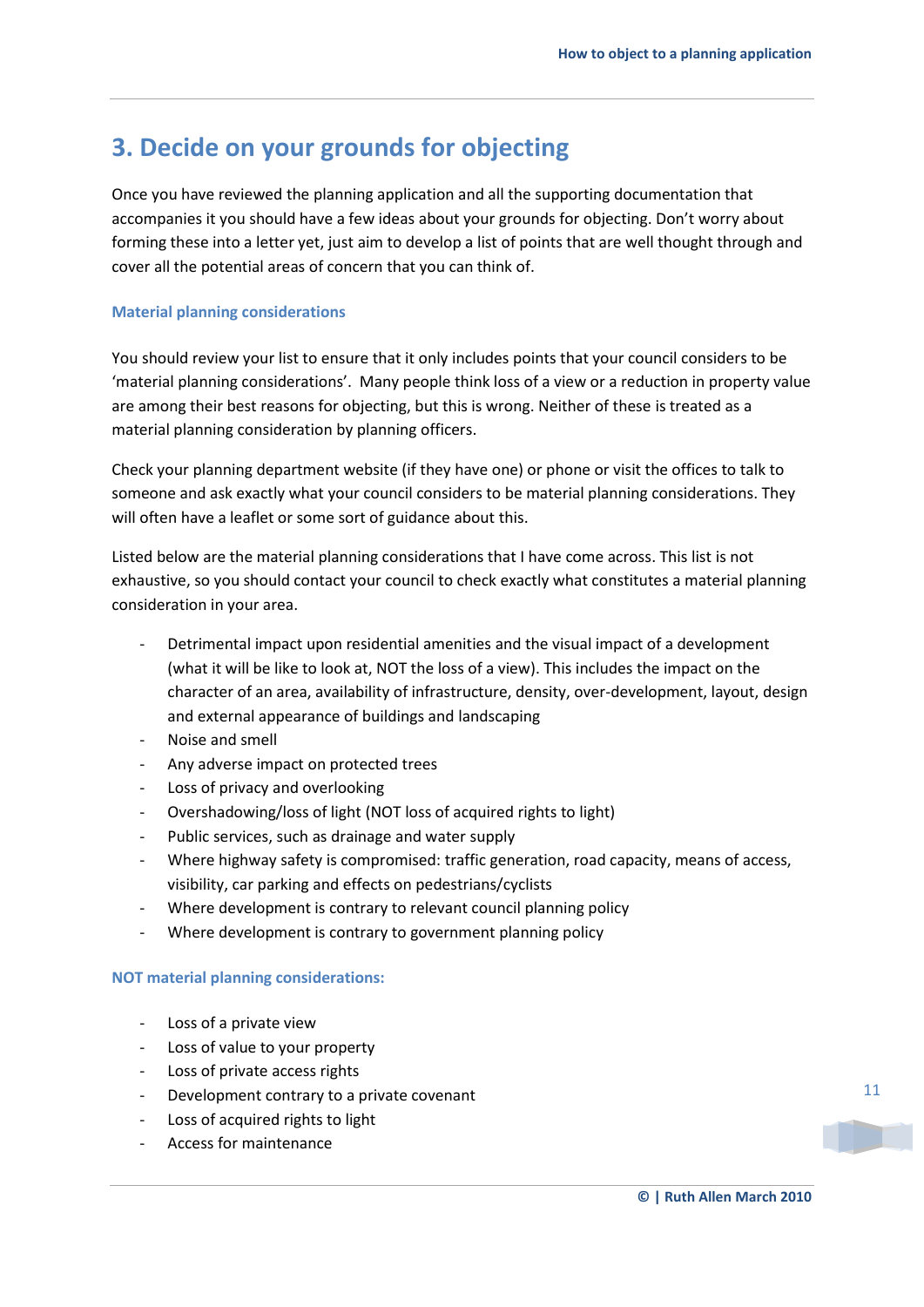## 3. Decide on your grounds for objecting

Once you have reviewed the planning application and all the supporting documentation that accompanies it you should have a few ideas about your grounds for objecting. Don't worry about forming these into a letter yet, just aim to develop a list of points that are well thought through and cover all the potential areas of concern that you can think of.

### Material planning considerations

You should review your list to ensure that it only includes points that your council considers to be 'material planning considerations'. Many people think loss of a view or a reduction in property value are among their best reasons for objecting, but this is wrong. Neither of these is treated as a material planning consideration by planning officers.

Check your planning department website (if they have one) or phone or visit the offices to talk to someone and ask exactly what your council considers to be material planning considerations. They will often have a leaflet or some sort of guidance about this.

Listed below are the material planning considerations that I have come across. This list is not exhaustive, so you should contact your council to check exactly what constitutes a material planning consideration in your area.

- Detrimental impact upon residential amenities and the visual impact of a development (what it will be like to look at, NOT the loss of a view). This includes the impact on the character of an area, availability of infrastructure, density, over-development, layout, design and external appearance of buildings and landscaping
- Noise and smell
- Any adverse impact on protected trees
- Loss of privacy and overlooking
- Overshadowing/loss of light (NOT loss of acquired rights to light)
- Public services, such as drainage and water supply
- Where highway safety is compromised: traffic generation, road capacity, means of access, visibility, car parking and effects on pedestrians/cyclists
- Where development is contrary to relevant council planning policy
- Where development is contrary to government planning policy

### NOT material planning considerations:

- Loss of a private view
- Loss of value to your property
- Loss of private access rights
- Development contrary to a private covenant
- Loss of acquired rights to light
- Access for maintenance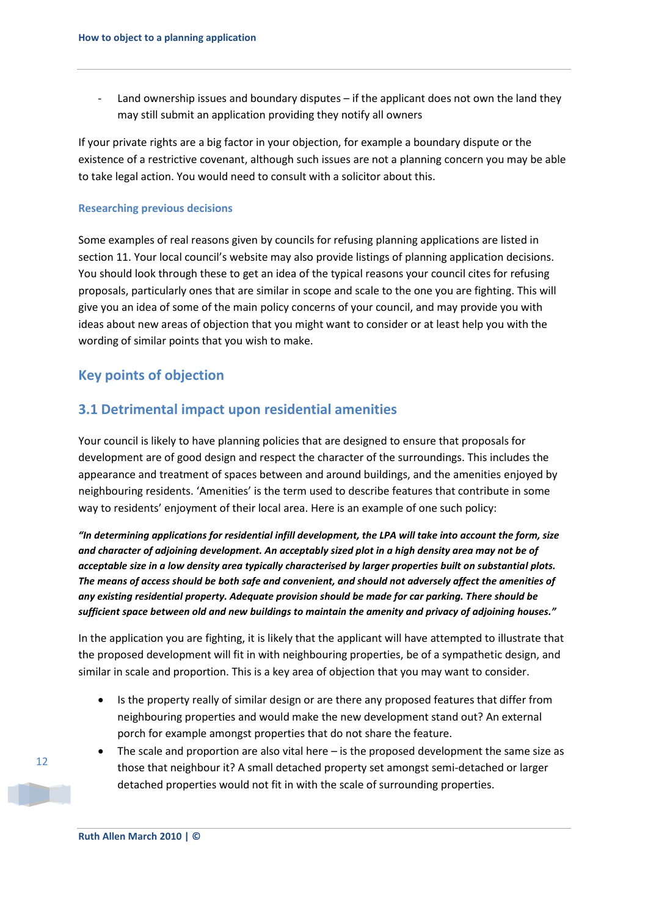- Land ownership issues and boundary disputes – if the applicant does not own the land they may still submit an application providing they notify all owners

If your private rights are a big factor in your objection, for example a boundary dispute or the existence of a restrictive covenant, although such issues are not a planning concern you may be able to take legal action. You would need to consult with a solicitor about this.

### Researching previous decisions

Some examples of real reasons given by councils for refusing planning applications are listed in section 11. Your local council's website may also provide listings of planning application decisions. You should look through these to get an idea of the typical reasons your council cites for refusing proposals, particularly ones that are similar in scope and scale to the one you are fighting. This will give you an idea of some of the main policy concerns of your council, and may provide you with ideas about new areas of objection that you might want to consider or at least help you with the wording of similar points that you wish to make.

## Key points of objection

## 3.1 Detrimental impact upon residential amenities

Your council is likely to have planning policies that are designed to ensure that proposals for development are of good design and respect the character of the surroundings. This includes the appearance and treatment of spaces between and around buildings, and the amenities enjoyed by neighbouring residents. 'Amenities' is the term used to describe features that contribute in some way to residents' enjoyment of their local area. Here is an example of one such policy:

***"In determining applications for residential infill development, the LPA will take into account the form, size and character of adjoining development. An acceptably sized plot in a high density area may not be of acceptable size in a low density area typically characterised by larger properties built on substantial plots. The means of access should be both safe and convenient, and should not adversely affect the amenities of any existing residential property. Adequate provision should be made for car parking. There should be sufficient space between old and new buildings to maintain the amenity and privacy of adjoining houses."***

In the application you are fighting, it is likely that the applicant will have attempted to illustrate that the proposed development will fit in with neighbouring properties, be of a sympathetic design, and similar in scale and proportion. This is a key area of objection that you may want to consider.

- Is the property really of similar design or are there any proposed features that differ from neighbouring properties and would make the new development stand out? An external porch for example amongst properties that do not share the feature.
- The scale and proportion are also vital here – is the proposed development the same size as those that neighbour it? A small detached property set amongst semi-detached or larger detached properties would not fit in with the scale of surrounding properties.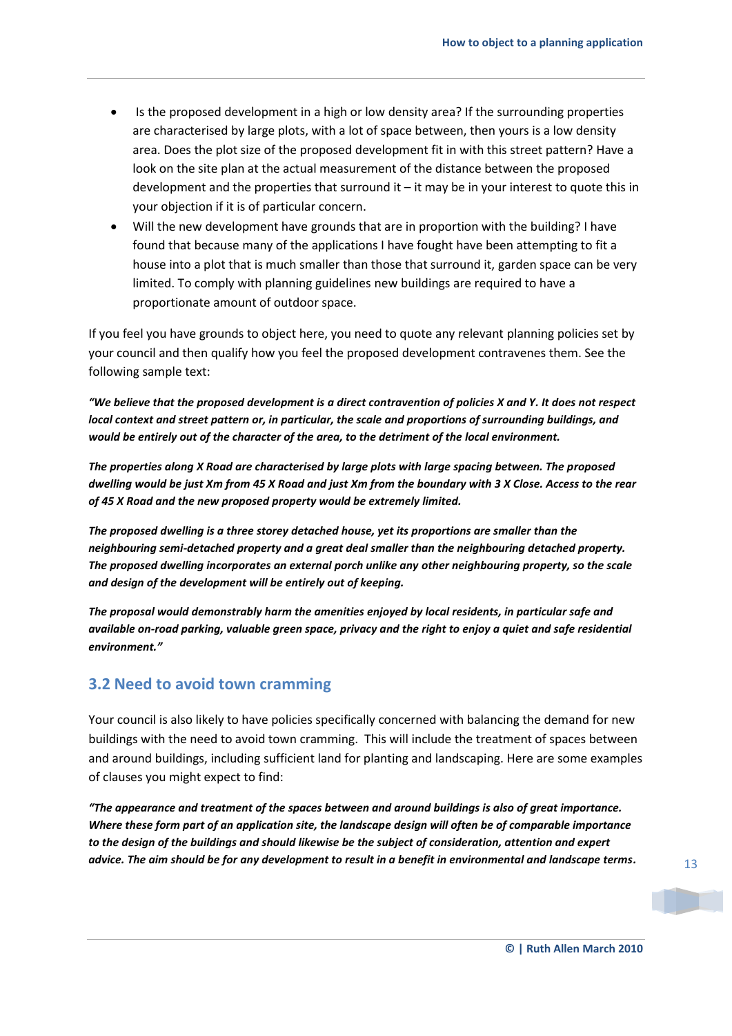- Is the proposed development in a high or low density area? If the surrounding properties are characterised by large plots, with a lot of space between, then yours is a low density area. Does the plot size of the proposed development fit in with this street pattern? Have a look on the site plan at the actual measurement of the distance between the proposed development and the properties that surround it – it may be in your interest to quote this in your objection if it is of particular concern.
- Will the new development have grounds that are in proportion with the building? I have found that because many of the applications I have fought have been attempting to fit a house into a plot that is much smaller than those that surround it, garden space can be very limited. To comply with planning guidelines new buildings are required to have a proportionate amount of outdoor space.

If you feel you have grounds to object here, you need to quote any relevant planning policies set by your council and then qualify how you feel the proposed development contravenes them. See the following sample text:

***"We believe that the proposed development is a direct contravention of policies X and Y. It does not respect local context and street pattern or, in particular, the scale and proportions of surrounding buildings, and would be entirely out of the character of the area, to the detriment of the local environment.***

***The properties along X Road are characterised by large plots with large spacing between. The proposed dwelling would be just Xm from 45 X Road and just Xm from the boundary with 3 X Close. Access to the rear of 45 X Road and the new proposed property would be extremely limited.***

***The proposed dwelling is a three storey detached house, yet its proportions are smaller than the neighbouring semi-detached property and a great deal smaller than the neighbouring detached property. The proposed dwelling incorporates an external porch unlike any other neighbouring property, so the scale and design of the development will be entirely out of keeping.***

***The proposal would demonstrably harm the amenities enjoyed by local residents, in particular safe and available on-road parking, valuable green space, privacy and the right to enjoy a quiet and safe residential environment."***

## 3.2 Need to avoid town cramming

Your council is also likely to have policies specifically concerned with balancing the demand for new buildings with the need to avoid town cramming. This will include the treatment of spaces between and around buildings, including sufficient land for planting and landscaping. Here are some examples of clauses you might expect to find:

***"The appearance and treatment of the spaces between and around buildings is also of great importance. Where these form part of an application site, the landscape design will often be of comparable importance to the design of the buildings and should likewise be the subject of consideration, attention and expert advice. The aim should be for any development to result in a benefit in environmental and landscape terms.***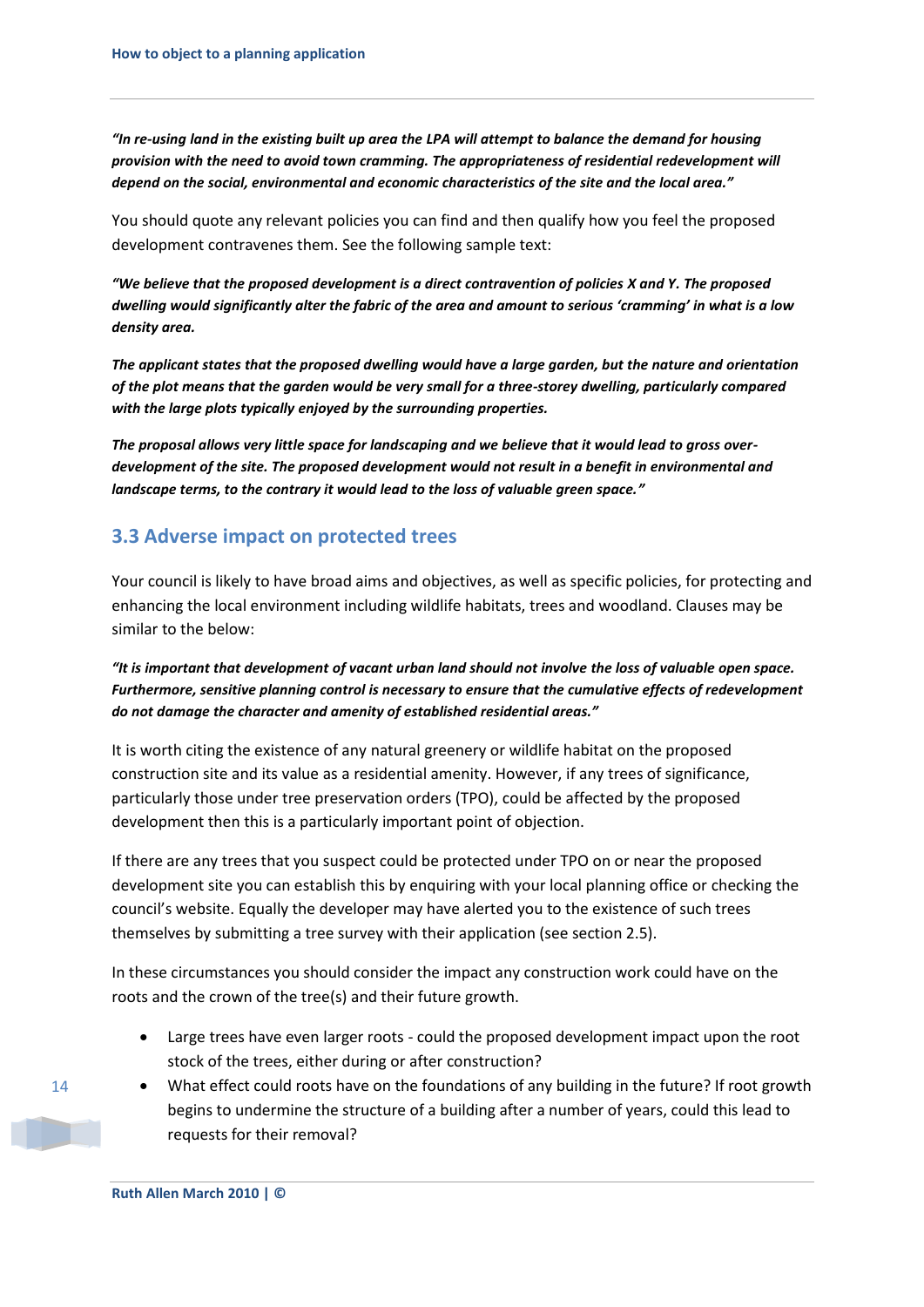***"In re-using land in the existing built up area the LPA will attempt to balance the demand for housing provision with the need to avoid town cramming. The appropriateness of residential redevelopment will depend on the social, environmental and economic characteristics of the site and the local area."***

You should quote any relevant policies you can find and then qualify how you feel the proposed development contravenes them. See the following sample text:

***"We believe that the proposed development is a direct contravention of policies X and Y. The proposed dwelling would significantly alter the fabric of the area and amount to serious 'cramming' in what is a low density area.***

***The applicant states that the proposed dwelling would have a large garden, but the nature and orientation of the plot means that the garden would be very small for a three-storey dwelling, particularly compared with the large plots typically enjoyed by the surrounding properties.***

***The proposal allows very little space for landscaping and we believe that it would lead to gross over-development of the site. The proposed development would not result in a benefit in environmental and landscape terms, to the contrary it would lead to the loss of valuable green space."***

## 3.3 Adverse impact on protected trees

Your council is likely to have broad aims and objectives, as well as specific policies, for protecting and enhancing the local environment including wildlife habitats, trees and woodland. Clauses may be similar to the below:

***"It is important that development of vacant urban land should not involve the loss of valuable open space. Furthermore, sensitive planning control is necessary to ensure that the cumulative effects of redevelopment do not damage the character and amenity of established residential areas."***

It is worth citing the existence of any natural greenery or wildlife habitat on the proposed construction site and its value as a residential amenity. However, if any trees of significance, particularly those under tree preservation orders (TPO), could be affected by the proposed development then this is a particularly important point of objection.

If there are any trees that you suspect could be protected under TPO on or near the proposed development site you can establish this by enquiring with your local planning office or checking the council's website. Equally the developer may have alerted you to the existence of such trees themselves by submitting a tree survey with their application (see section 2.5).

In these circumstances you should consider the impact any construction work could have on the roots and the crown of the tree(s) and their future growth.

- Large trees have even larger roots - could the proposed development impact upon the root stock of the trees, either during or after construction?
- What effect could roots have on the foundations of any building in the future? If root growth begins to undermine the structure of a building after a number of years, could this lead to requests for their removal?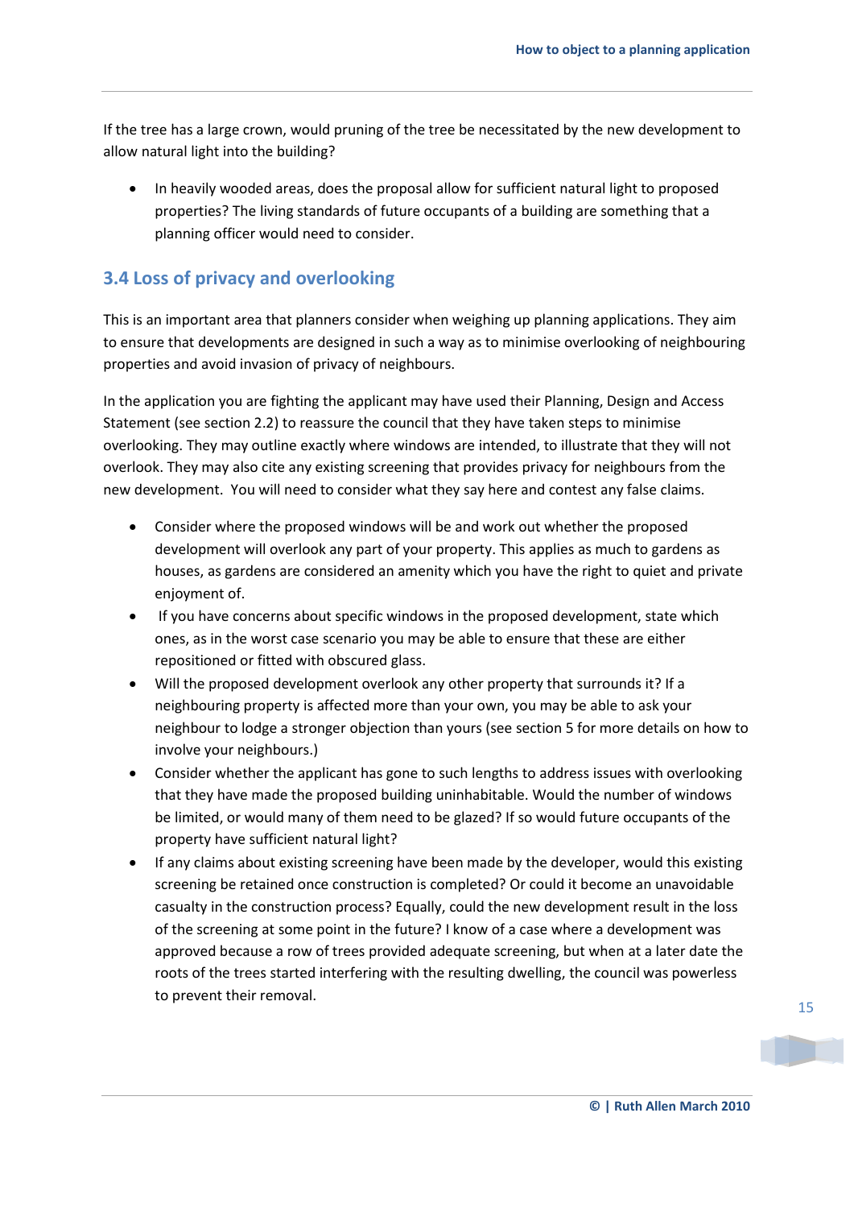If the tree has a large crown, would pruning of the tree be necessitated by the new development to allow natural light into the building?

- In heavily wooded areas, does the proposal allow for sufficient natural light to proposed properties? The living standards of future occupants of a building are something that a planning officer would need to consider.

## 3.4 Loss of privacy and overlooking

This is an important area that planners consider when weighing up planning applications. They aim to ensure that developments are designed in such a way as to minimise overlooking of neighbouring properties and avoid invasion of privacy of neighbours.

In the application you are fighting the applicant may have used their Planning, Design and Access Statement (see section 2.2) to reassure the council that they have taken steps to minimise overlooking. They may outline exactly where windows are intended, to illustrate that they will not overlook. They may also cite any existing screening that provides privacy for neighbours from the new development. You will need to consider what they say here and contest any false claims.

- Consider where the proposed windows will be and work out whether the proposed development will overlook any part of your property. This applies as much to gardens as houses, as gardens are considered an amenity which you have the right to quiet and private enjoyment of.
- If you have concerns about specific windows in the proposed development, state which ones, as in the worst case scenario you may be able to ensure that these are either repositioned or fitted with obscured glass.
- Will the proposed development overlook any other property that surrounds it? If a neighbouring property is affected more than your own, you may be able to ask your neighbour to lodge a stronger objection than yours (see section 5 for more details on how to involve your neighbours.)
- Consider whether the applicant has gone to such lengths to address issues with overlooking that they have made the proposed building uninhabitable. Would the number of windows be limited, or would many of them need to be glazed? If so would future occupants of the property have sufficient natural light?
- If any claims about existing screening have been made by the developer, would this existing screening be retained once construction is completed? Or could it become an unavoidable casualty in the construction process? Equally, could the new development result in the loss of the screening at some point in the future? I know of a case where a development was approved because a row of trees provided adequate screening, but when at a later date the roots of the trees started interfering with the resulting dwelling, the council was powerless to prevent their removal.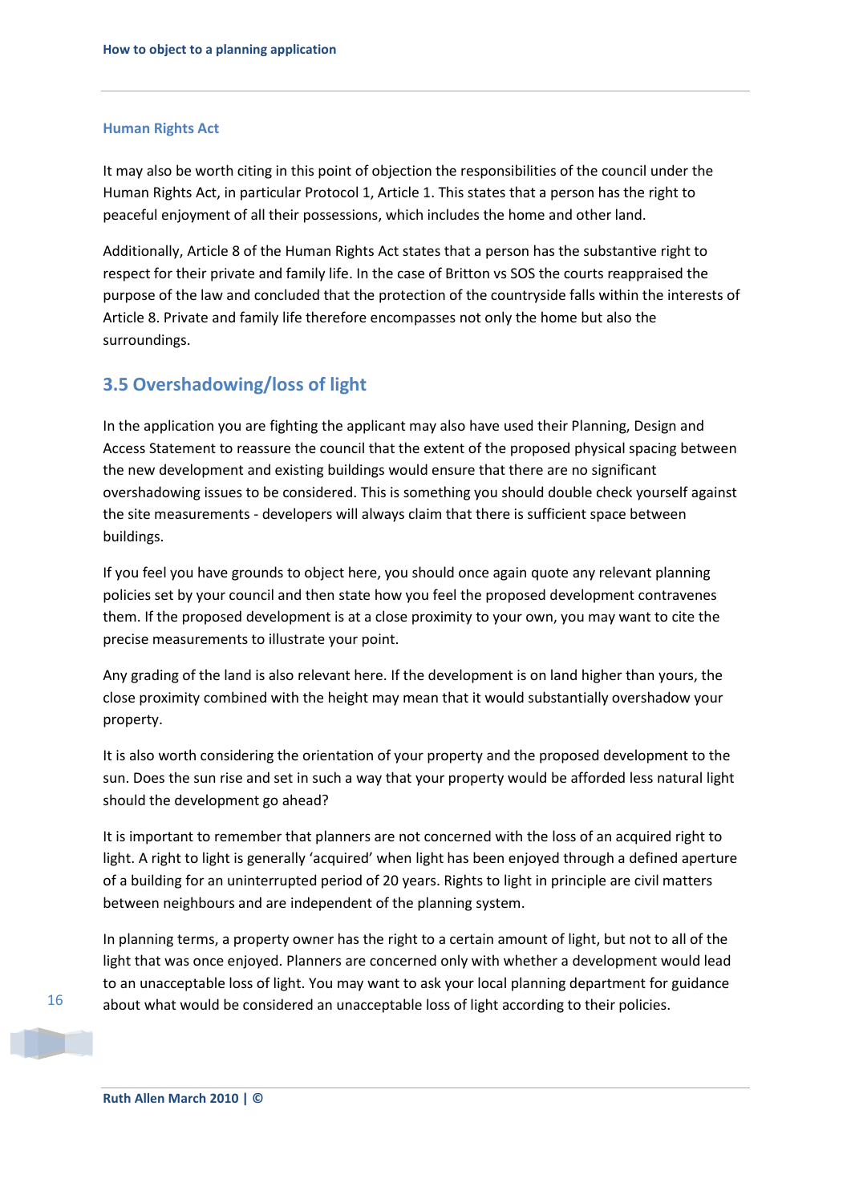### Human Rights Act

It may also be worth citing in this point of objection the responsibilities of the council under the Human Rights Act, in particular Protocol 1, Article 1. This states that a person has the right to peaceful enjoyment of all their possessions, which includes the home and other land.

Additionally, Article 8 of the Human Rights Act states that a person has the substantive right to respect for their private and family life. In the case of Britton vs SOS the courts reappraised the purpose of the law and concluded that the protection of the countryside falls within the interests of Article 8. Private and family life therefore encompasses not only the home but also the surroundings.

## 3.5 Overshadowing/loss of light

In the application you are fighting the applicant may also have used their Planning, Design and Access Statement to reassure the council that the extent of the proposed physical spacing between the new development and existing buildings would ensure that there are no significant overshadowing issues to be considered. This is something you should double check yourself against the site measurements - developers will always claim that there is sufficient space between buildings.

If you feel you have grounds to object here, you should once again quote any relevant planning policies set by your council and then state how you feel the proposed development contravenes them. If the proposed development is at a close proximity to your own, you may want to cite the precise measurements to illustrate your point.

Any grading of the land is also relevant here. If the development is on land higher than yours, the close proximity combined with the height may mean that it would substantially overshadow your property.

It is also worth considering the orientation of your property and the proposed development to the sun. Does the sun rise and set in such a way that your property would be afforded less natural light should the development go ahead?

It is important to remember that planners are not concerned with the loss of an acquired right to light. A right to light is generally 'acquired' when light has been enjoyed through a defined aperture of a building for an uninterrupted period of 20 years. Rights to light in principle are civil matters between neighbours and are independent of the planning system.

In planning terms, a property owner has the right to a certain amount of light, but not to all of the light that was once enjoyed. Planners are concerned only with whether a development would lead to an unacceptable loss of light. You may want to ask your local planning department for guidance about what would be considered an unacceptable loss of light according to their policies.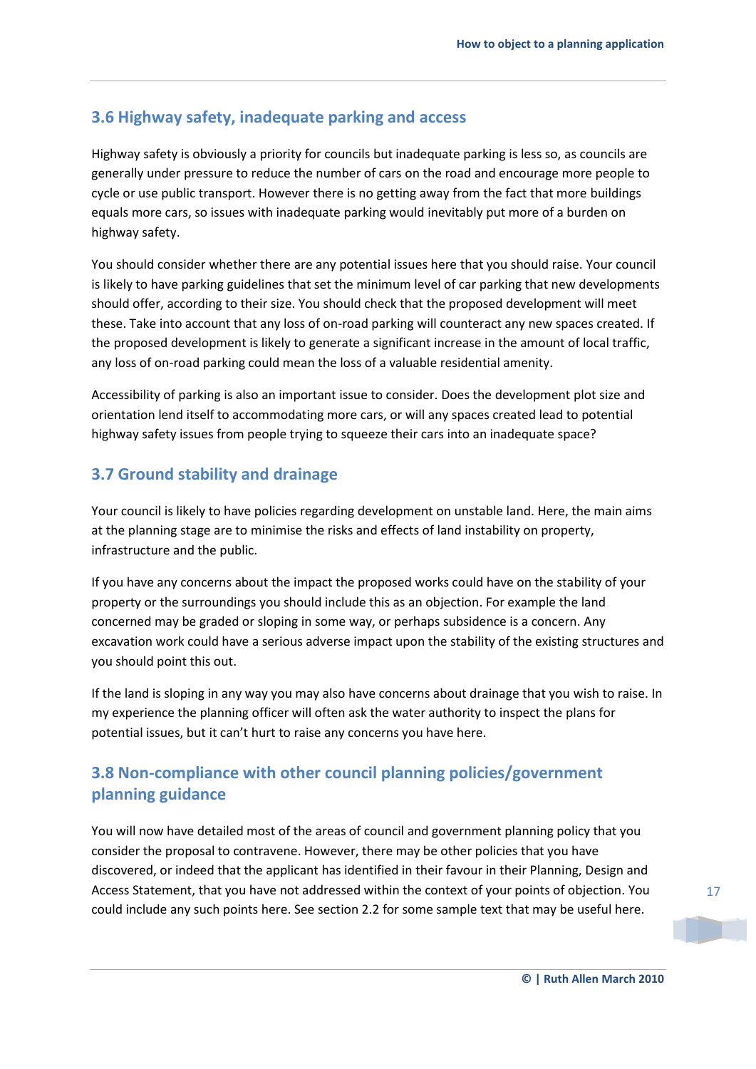## 3.6 Highway safety, inadequate parking and access

Highway safety is obviously a priority for councils but inadequate parking is less so, as councils are generally under pressure to reduce the number of cars on the road and encourage more people to cycle or use public transport. However there is no getting away from the fact that more buildings equals more cars, so issues with inadequate parking would inevitably put more of a burden on highway safety.

You should consider whether there are any potential issues here that you should raise. Your council is likely to have parking guidelines that set the minimum level of car parking that new developments should offer, according to their size. You should check that the proposed development will meet these. Take into account that any loss of on-road parking will counteract any new spaces created. If the proposed development is likely to generate a significant increase in the amount of local traffic, any loss of on-road parking could mean the loss of a valuable residential amenity.

Accessibility of parking is also an important issue to consider. Does the development plot size and orientation lend itself to accommodating more cars, or will any spaces created lead to potential highway safety issues from people trying to squeeze their cars into an inadequate space?

## 3.7 Ground stability and drainage

Your council is likely to have policies regarding development on unstable land. Here, the main aims at the planning stage are to minimise the risks and effects of land instability on property, infrastructure and the public.

If you have any concerns about the impact the proposed works could have on the stability of your property or the surroundings you should include this as an objection. For example the land concerned may be graded or sloping in some way, or perhaps subsidence is a concern. Any excavation work could have a serious adverse impact upon the stability of the existing structures and you should point this out.

If the land is sloping in any way you may also have concerns about drainage that you wish to raise. In my experience the planning officer will often ask the water authority to inspect the plans for potential issues, but it can't hurt to raise any concerns you have here.

## 3.8 Non-compliance with other council planning policies/government planning guidance

You will now have detailed most of the areas of council and government planning policy that you consider the proposal to contravene. However, there may be other policies that you have discovered, or indeed that the applicant has identified in their favour in their Planning, Design and Access Statement, that you have not addressed within the context of your points of objection. You could include any such points here. See section 2.2 for some sample text that may be useful here.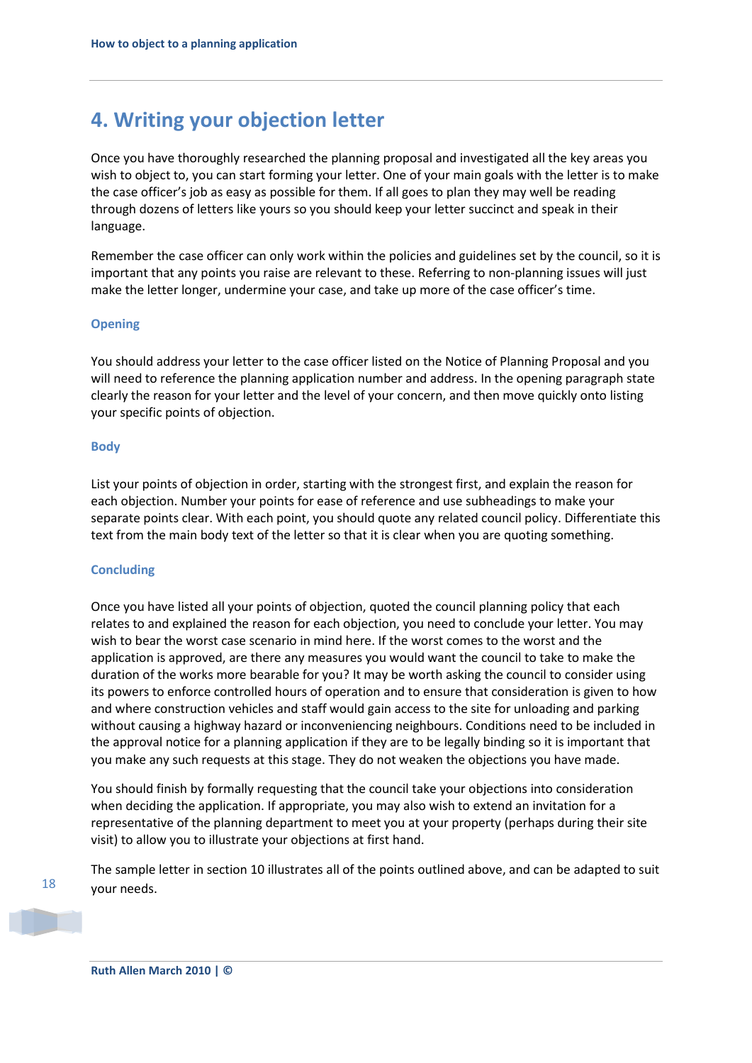# 4. Writing your objection letter

Once you have thoroughly researched the planning proposal and investigated all the key areas you wish to object to, you can start forming your letter. One of your main goals with the letter is to make the case officer's job as easy as possible for them. If all goes to plan they may well be reading through dozens of letters like yours so you should keep your letter succinct and speak in their language.

Remember the case officer can only work within the policies and guidelines set by the council, so it is important that any points you raise are relevant to these. Referring to non-planning issues will just make the letter longer, undermine your case, and take up more of the case officer's time.

### Opening

You should address your letter to the case officer listed on the Notice of Planning Proposal and you will need to reference the planning application number and address. In the opening paragraph state clearly the reason for your letter and the level of your concern, and then move quickly onto listing your specific points of objection.

### Body

List your points of objection in order, starting with the strongest first, and explain the reason for each objection. Number your points for ease of reference and use subheadings to make your separate points clear. With each point, you should quote any related council policy. Differentiate this text from the main body text of the letter so that it is clear when you are quoting something.

### Concluding

Once you have listed all your points of objection, quoted the council planning policy that each relates to and explained the reason for each objection, you need to conclude your letter. You may wish to bear the worst case scenario in mind here. If the worst comes to the worst and the application is approved, are there any measures you would want the council to take to make the duration of the works more bearable for you? It may be worth asking the council to consider using its powers to enforce controlled hours of operation and to ensure that consideration is given to how and where construction vehicles and staff would gain access to the site for unloading and parking without causing a highway hazard or inconveniencing neighbours. Conditions need to be included in the approval notice for a planning application if they are to be legally binding so it is important that you make any such requests at this stage. They do not weaken the objections you have made.

You should finish by formally requesting that the council take your objections into consideration when deciding the application. If appropriate, you may also wish to extend an invitation for a representative of the planning department to meet you at your property (perhaps during their site visit) to allow you to illustrate your objections at first hand.

The sample letter in section 10 illustrates all of the points outlined above, and can be adapted to suit your needs.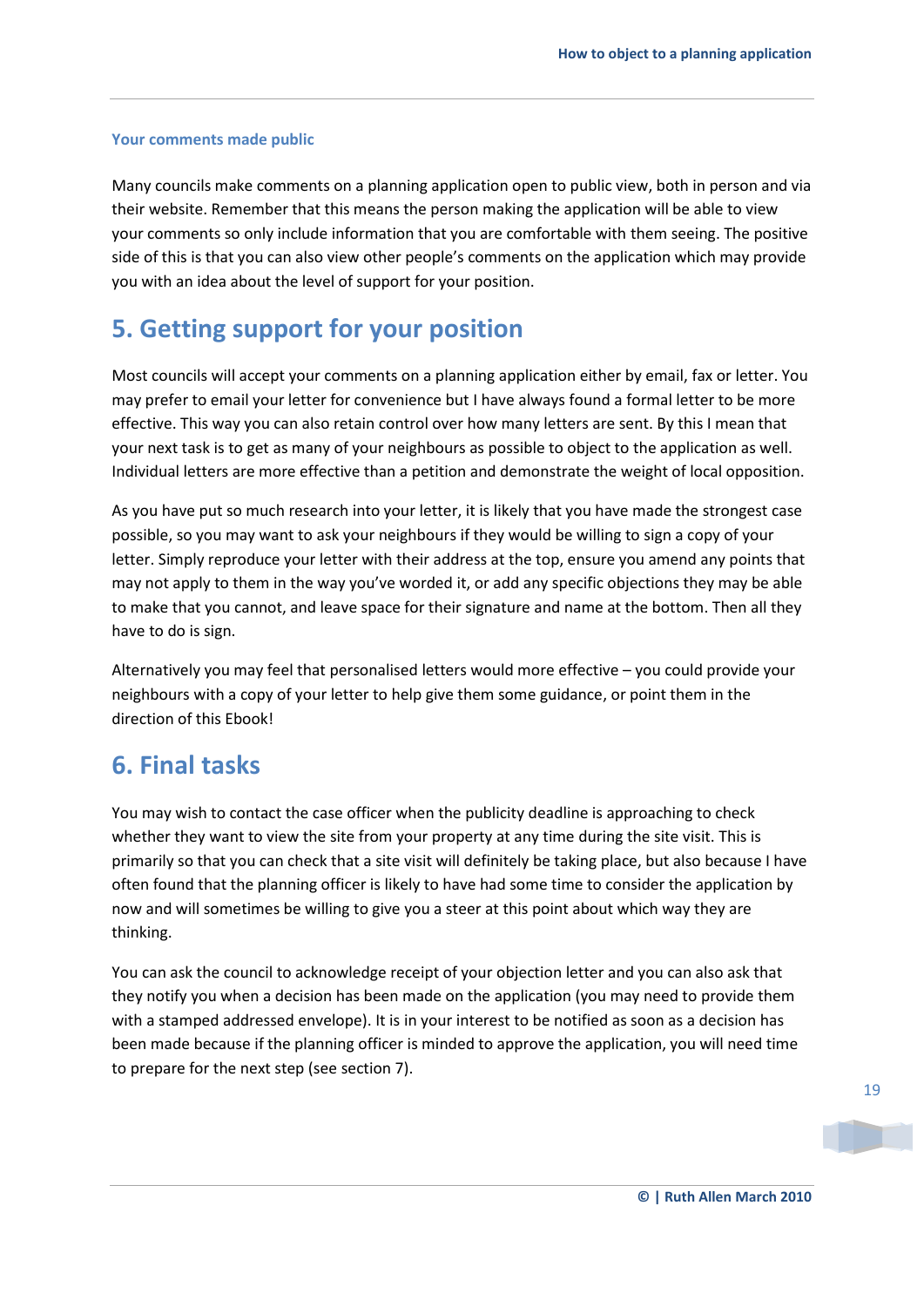### Your comments made public

Many councils make comments on a planning application open to public view, both in person and via their website. Remember that this means the person making the application will be able to view your comments so only include information that you are comfortable with them seeing. The positive side of this is that you can also view other people's comments on the application which may provide you with an idea about the level of support for your position.

## 5. Getting support for your position

Most councils will accept your comments on a planning application either by email, fax or letter. You may prefer to email your letter for convenience but I have always found a formal letter to be more effective. This way you can also retain control over how many letters are sent. By this I mean that your next task is to get as many of your neighbours as possible to object to the application as well. Individual letters are more effective than a petition and demonstrate the weight of local opposition.

As you have put so much research into your letter, it is likely that you have made the strongest case possible, so you may want to ask your neighbours if they would be willing to sign a copy of your letter. Simply reproduce your letter with their address at the top, ensure you amend any points that may not apply to them in the way you've worded it, or add any specific objections they may be able to make that you cannot, and leave space for their signature and name at the bottom. Then all they have to do is sign.

Alternatively you may feel that personalised letters would more effective – you could provide your neighbours with a copy of your letter to help give them some guidance, or point them in the direction of this Ebook!

## 6. Final tasks

You may wish to contact the case officer when the publicity deadline is approaching to check whether they want to view the site from your property at any time during the site visit. This is primarily so that you can check that a site visit will definitely be taking place, but also because I have often found that the planning officer is likely to have had some time to consider the application by now and will sometimes be willing to give you a steer at this point about which way they are thinking.

You can ask the council to acknowledge receipt of your objection letter and you can also ask that they notify you when a decision has been made on the application (you may need to provide them with a stamped addressed envelope). It is in your interest to be notified as soon as a decision has been made because if the planning officer is minded to approve the application, you will need time to prepare for the next step (see section 7).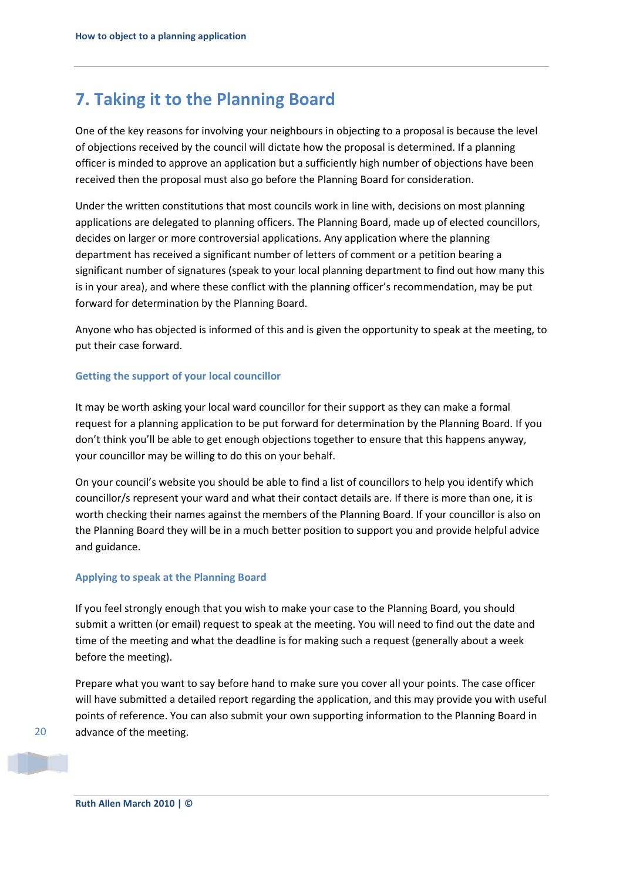## 7. Taking it to the Planning Board

One of the key reasons for involving your neighbours in objecting to a proposal is because the level of objections received by the council will dictate how the proposal is determined. If a planning officer is minded to approve an application but a sufficiently high number of objections have been received then the proposal must also go before the Planning Board for consideration.

Under the written constitutions that most councils work in line with, decisions on most planning applications are delegated to planning officers. The Planning Board, made up of elected councillors, decides on larger or more controversial applications. Any application where the planning department has received a significant number of letters of comment or a petition bearing a significant number of signatures (speak to your local planning department to find out how many this is in your area), and where these conflict with the planning officer's recommendation, may be put forward for determination by the Planning Board.

Anyone who has objected is informed of this and is given the opportunity to speak at the meeting, to put their case forward.

### Getting the support of your local councillor

It may be worth asking your local ward councillor for their support as they can make a formal request for a planning application to be put forward for determination by the Planning Board. If you don't think you'll be able to get enough objections together to ensure that this happens anyway, your councillor may be willing to do this on your behalf.

On your council's website you should be able to find a list of councillors to help you identify which councillor/s represent your ward and what their contact details are. If there is more than one, it is worth checking their names against the members of the Planning Board. If your councillor is also on the Planning Board they will be in a much better position to support you and provide helpful advice and guidance.

### Applying to speak at the Planning Board

If you feel strongly enough that you wish to make your case to the Planning Board, you should submit a written (or email) request to speak at the meeting. You will need to find out the date and time of the meeting and what the deadline is for making such a request (generally about a week before the meeting).

Prepare what you want to say before hand to make sure you cover all your points. The case officer will have submitted a detailed report regarding the application, and this may provide you with useful points of reference. You can also submit your own supporting information to the Planning Board in advance of the meeting.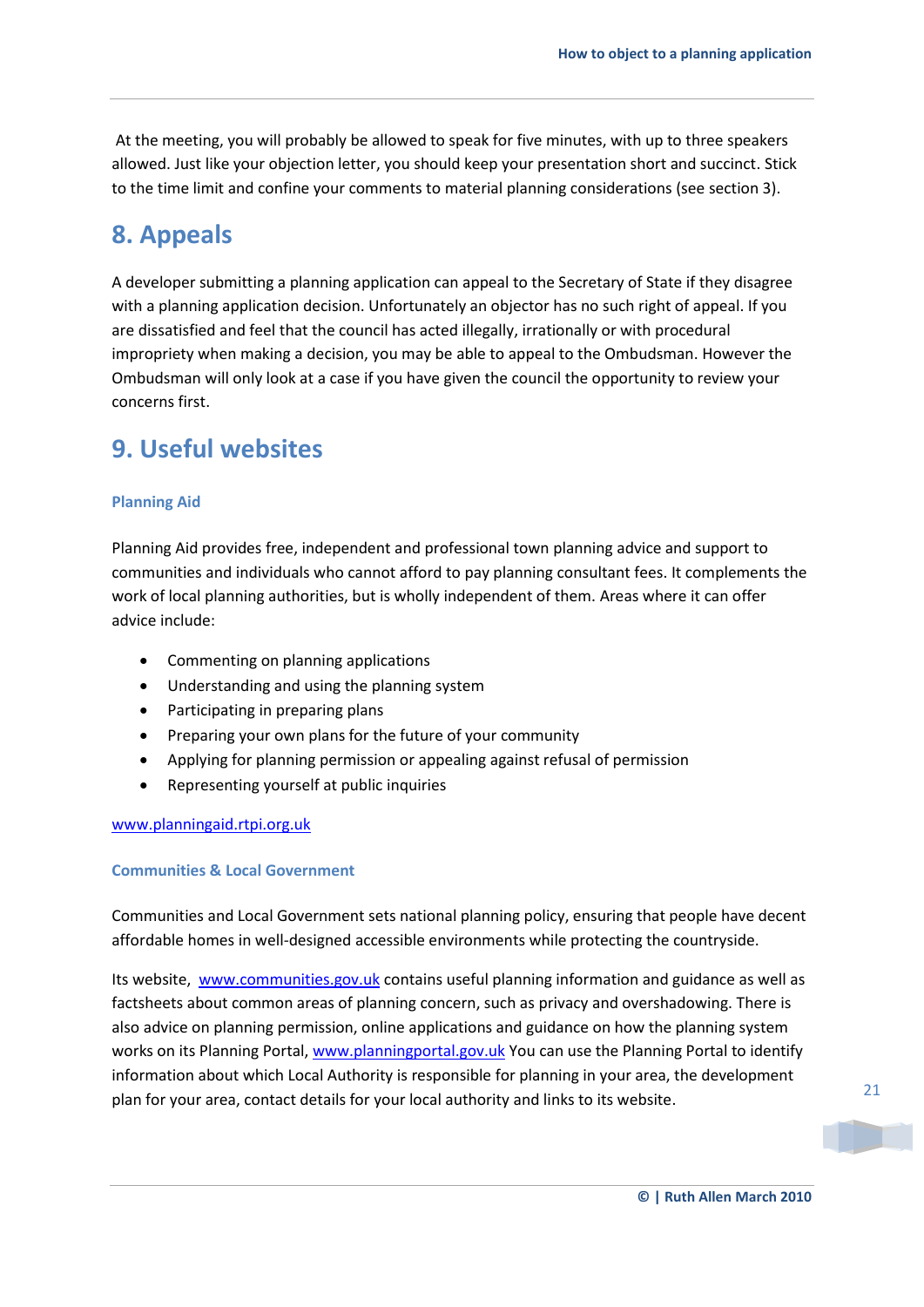At the meeting, you will probably be allowed to speak for five minutes, with up to three speakers allowed. Just like your objection letter, you should keep your presentation short and succinct. Stick to the time limit and confine your comments to material planning considerations (see section 3).

## 8. Appeals

A developer submitting a planning application can appeal to the Secretary of State if they disagree with a planning application decision. Unfortunately an objector has no such right of appeal. If you are dissatisfied and feel that the council has acted illegally, irrationally or with procedural impropriety when making a decision, you may be able to appeal to the Ombudsman. However the Ombudsman will only look at a case if you have given the council the opportunity to review your concerns first.

## 9. Useful websites

### Planning Aid

Planning Aid provides free, independent and professional town planning advice and support to communities and individuals who cannot afford to pay planning consultant fees. It complements the work of local planning authorities, but is wholly independent of them. Areas where it can offer advice include:

- Commenting on planning applications
- Understanding and using the planning system
- Participating in preparing plans
- Preparing your own plans for the future of your community
- Applying for planning permission or appealing against refusal of permission
- Representing yourself at public inquiries

www.planningaid.rtpi.org.uk

### Communities & Local Government

Communities and Local Government sets national planning policy, ensuring that people have decent affordable homes in well-designed accessible environments while protecting the countryside.

Its website, www.communities.gov.uk contains useful planning information and guidance as well as factsheets about common areas of planning concern, such as privacy and overshadowing. There is also advice on planning permission, online applications and guidance on how the planning system works on its Planning Portal, www.planningportal.gov.uk You can use the Planning Portal to identify information about which Local Authority is responsible for planning in your area, the development plan for your area, contact details for your local authority and links to its website.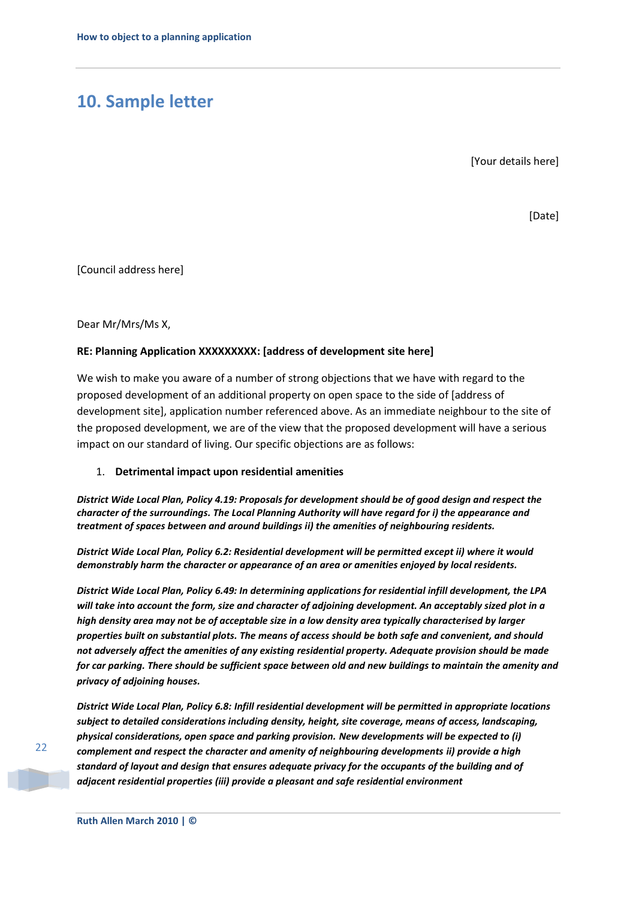## 10. Sample letter

[Your details here]

[Date]

[Council address here]

Dear Mr/Mrs/Ms X,

**RE: Planning Application XXXXXXXXX: [address of development site here]**

We wish to make you aware of a number of strong objections that we have with regard to the proposed development of an additional property on open space to the side of [address of development site], application number referenced above. As an immediate neighbour to the site of the proposed development, we are of the view that the proposed development will have a serious impact on our standard of living. Our specific objections are as follows:

1. **Detrimental impact upon residential amenities**

***District Wide Local Plan, Policy 4.19: Proposals for development should be of good design and respect the character of the surroundings. The Local Planning Authority will have regard for i) the appearance and treatment of spaces between and around buildings ii) the amenities of neighbouring residents.***

***District Wide Local Plan, Policy 6.2: Residential development will be permitted except ii) where it would demonstrably harm the character or appearance of an area or amenities enjoyed by local residents.***

***District Wide Local Plan, Policy 6.49: In determining applications for residential infill development, the LPA will take into account the form, size and character of adjoining development. An acceptably sized plot in a high density area may not be of acceptable size in a low density area typically characterised by larger properties built on substantial plots. The means of access should be both safe and convenient, and should not adversely affect the amenities of any existing residential property. Adequate provision should be made for car parking. There should be sufficient space between old and new buildings to maintain the amenity and privacy of adjoining houses.***

***District Wide Local Plan, Policy 6.8: Infill residential development will be permitted in appropriate locations subject to detailed considerations including density, height, site coverage, means of access, landscaping, physical considerations, open space and parking provision. New developments will be expected to (i) complement and respect the character and amenity of neighbouring developments ii) provide a high standard of layout and design that ensures adequate privacy for the occupants of the building and of adjacent residential properties (iii) provide a pleasant and safe residential environment***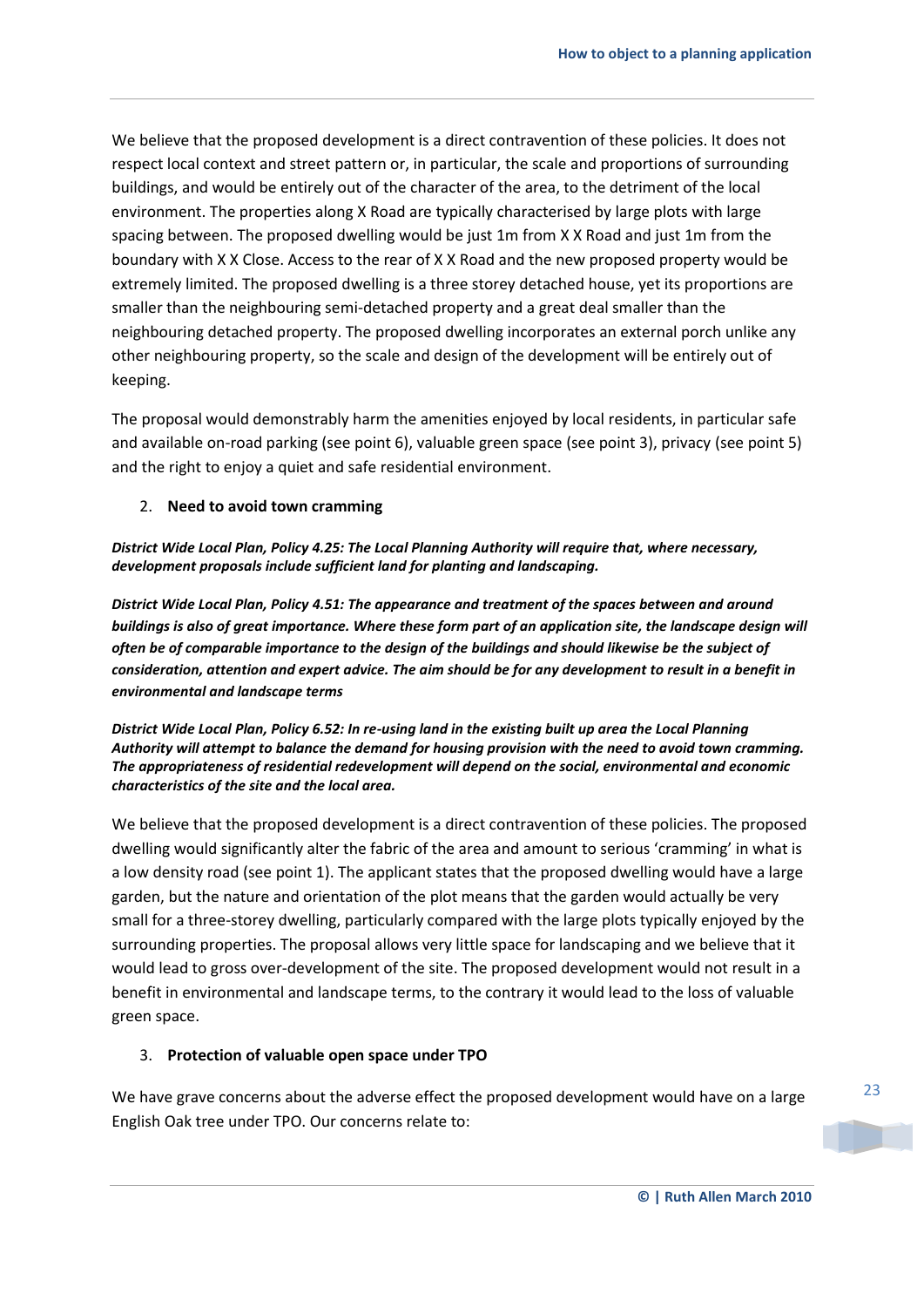We believe that the proposed development is a direct contravention of these policies. It does not respect local context and street pattern or, in particular, the scale and proportions of surrounding buildings, and would be entirely out of the character of the area, to the detriment of the local environment. The properties along X Road are typically characterised by large plots with large spacing between. The proposed dwelling would be just 1m from X X Road and just 1m from the boundary with X X Close. Access to the rear of X X Road and the new proposed property would be extremely limited. The proposed dwelling is a three storey detached house, yet its proportions are smaller than the neighbouring semi-detached property and a great deal smaller than the neighbouring detached property. The proposed dwelling incorporates an external porch unlike any other neighbouring property, so the scale and design of the development will be entirely out of keeping.

The proposal would demonstrably harm the amenities enjoyed by local residents, in particular safe and available on-road parking (see point 6), valuable green space (see point 3), privacy (see point 5) and the right to enjoy a quiet and safe residential environment.

2. **Need to avoid town cramming**

***District Wide Local Plan, Policy 4.25: The Local Planning Authority will require that, where necessary, development proposals include sufficient land for planting and landscaping.***

***District Wide Local Plan, Policy 4.51: The appearance and treatment of the spaces between and around buildings is also of great importance. Where these form part of an application site, the landscape design will often be of comparable importance to the design of the buildings and should likewise be the subject of consideration, attention and expert advice. The aim should be for any development to result in a benefit in environmental and landscape terms***

***District Wide Local Plan, Policy 6.52: In re-using land in the existing built up area the Local Planning Authority will attempt to balance the demand for housing provision with the need to avoid town cramming. The appropriateness of residential redevelopment will depend on the social, environmental and economic characteristics of the site and the local area.***

We believe that the proposed development is a direct contravention of these policies. The proposed dwelling would significantly alter the fabric of the area and amount to serious 'cramming' in what is a low density road (see point 1). The applicant states that the proposed dwelling would have a large garden, but the nature and orientation of the plot means that the garden would actually be very small for a three-storey dwelling, particularly compared with the large plots typically enjoyed by the surrounding properties. The proposal allows very little space for landscaping and we believe that it would lead to gross over-development of the site. The proposed development would not result in a benefit in environmental and landscape terms, to the contrary it would lead to the loss of valuable green space.

3. **Protection of valuable open space under TPO**

We have grave concerns about the adverse effect the proposed development would have on a large English Oak tree under TPO. Our concerns relate to: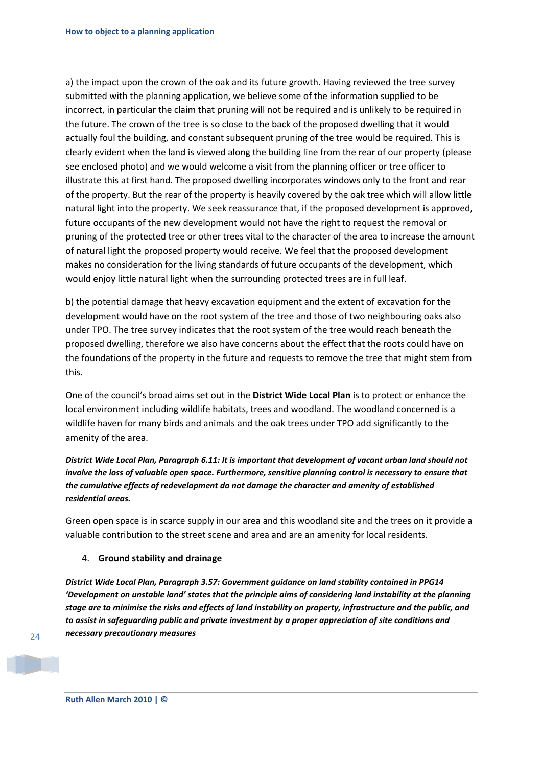a) the impact upon the crown of the oak and its future growth. Having reviewed the tree survey submitted with the planning application, we believe some of the information supplied to be incorrect, in particular the claim that pruning will not be required and is unlikely to be required in the future. The crown of the tree is so close to the back of the proposed dwelling that it would actually foul the building, and constant subsequent pruning of the tree would be required. This is clearly evident when the land is viewed along the building line from the rear of our property (please see enclosed photo) and we would welcome a visit from the planning officer or tree officer to illustrate this at first hand. The proposed dwelling incorporates windows only to the front and rear of the property. But the rear of the property is heavily covered by the oak tree which will allow little natural light into the property. We seek reassurance that, if the proposed development is approved, future occupants of the new development would not have the right to request the removal or pruning of the protected tree or other trees vital to the character of the area to increase the amount of natural light the proposed property would receive. We feel that the proposed development makes no consideration for the living standards of future occupants of the development, which would enjoy little natural light when the surrounding protected trees are in full leaf.

b) the potential damage that heavy excavation equipment and the extent of excavation for the development would have on the root system of the tree and those of two neighbouring oaks also under TPO. The tree survey indicates that the root system of the tree would reach beneath the proposed dwelling, therefore we also have concerns about the effect that the roots could have on the foundations of the property in the future and requests to remove the tree that might stem from this.

One of the council's broad aims set out in the **District Wide Local Plan** is to protect or enhance the local environment including wildlife habitats, trees and woodland. The woodland concerned is a wildlife haven for many birds and animals and the oak trees under TPO add significantly to the amenity of the area.

***District Wide Local Plan, Paragraph 6.11: It is important that development of vacant urban land should not involve the loss of valuable open space. Furthermore, sensitive planning control is necessary to ensure that the cumulative effects of redevelopment do not damage the character and amenity of established residential areas.***

Green open space is in scarce supply in our area and this woodland site and the trees on it provide a valuable contribution to the street scene and area and are an amenity for local residents.

4. **Ground stability and drainage**

***District Wide Local Plan, Paragraph 3.57: Government guidance on land stability contained in PPG14 'Development on unstable land' states that the principle aims of considering land instability at the planning stage are to minimise the risks and effects of land instability on property, infrastructure and the public, and to assist in safeguarding public and private investment by a proper appreciation of site conditions and necessary precautionary measures***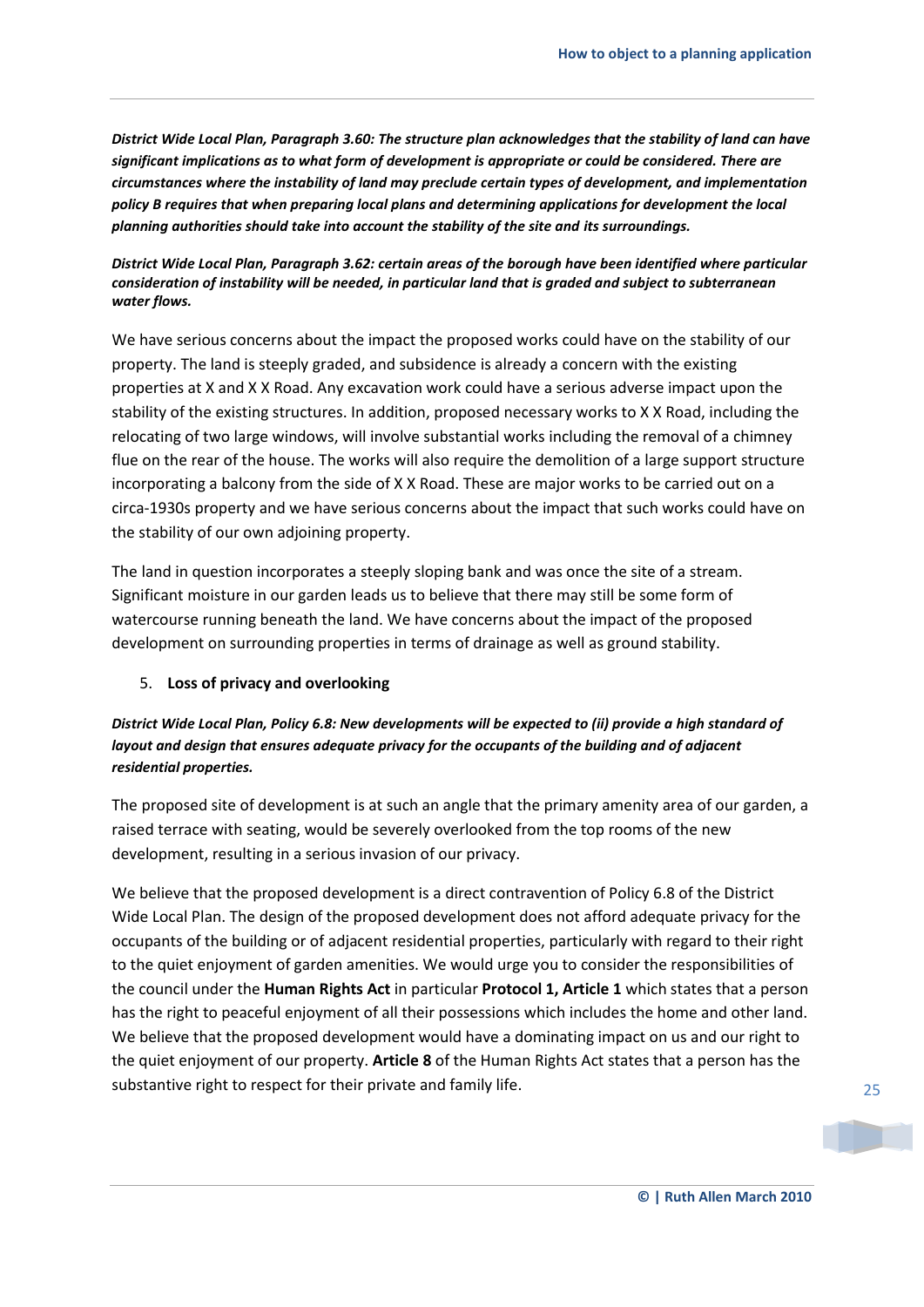***District Wide Local Plan, Paragraph 3.60: The structure plan acknowledges that the stability of land can have significant implications as to what form of development is appropriate or could be considered. There are circumstances where the instability of land may preclude certain types of development, and implementation policy B requires that when preparing local plans and determining applications for development the local planning authorities should take into account the stability of the site and its surroundings.***

***District Wide Local Plan, Paragraph 3.62: certain areas of the borough have been identified where particular consideration of instability will be needed, in particular land that is graded and subject to subterranean water flows.***

We have serious concerns about the impact the proposed works could have on the stability of our property. The land is steeply graded, and subsidence is already a concern with the existing properties at X and X X Road. Any excavation work could have a serious adverse impact upon the stability of the existing structures. In addition, proposed necessary works to X X Road, including the relocating of two large windows, will involve substantial works including the removal of a chimney flue on the rear of the house. The works will also require the demolition of a large support structure incorporating a balcony from the side of X X Road. These are major works to be carried out on a circa-1930s property and we have serious concerns about the impact that such works could have on the stability of our own adjoining property.

The land in question incorporates a steeply sloping bank and was once the site of a stream. Significant moisture in our garden leads us to believe that there may still be some form of watercourse running beneath the land. We have concerns about the impact of the proposed development on surrounding properties in terms of drainage as well as ground stability.

5. **Loss of privacy and overlooking**

***District Wide Local Plan, Policy 6.8: New developments will be expected to (ii) provide a high standard of layout and design that ensures adequate privacy for the occupants of the building and of adjacent residential properties.***

The proposed site of development is at such an angle that the primary amenity area of our garden, a raised terrace with seating, would be severely overlooked from the top rooms of the new development, resulting in a serious invasion of our privacy.

We believe that the proposed development is a direct contravention of Policy 6.8 of the District Wide Local Plan. The design of the proposed development does not afford adequate privacy for the occupants of the building or of adjacent residential properties, particularly with regard to their right to the quiet enjoyment of garden amenities. We would urge you to consider the responsibilities of the council under the **Human Rights Act** in particular **Protocol 1, Article 1** which states that a person has the right to peaceful enjoyment of all their possessions which includes the home and other land. We believe that the proposed development would have a dominating impact on us and our right to the quiet enjoyment of our property. **Article 8** of the Human Rights Act states that a person has the substantive right to respect for their private and family life.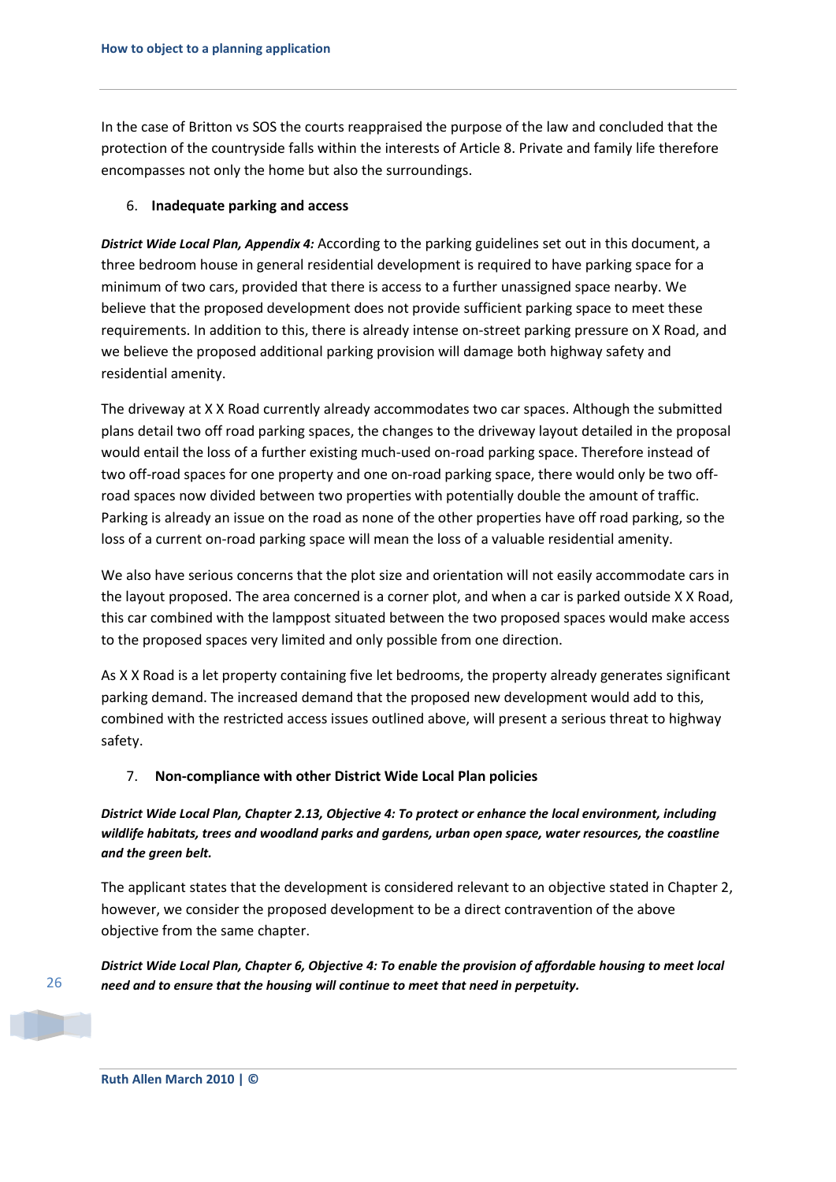In the case of Britton vs SOS the courts reappraised the purpose of the law and concluded that the protection of the countryside falls within the interests of Article 8. Private and family life therefore encompasses not only the home but also the surroundings.

6. **Inadequate parking and access**

***District Wide Local Plan, Appendix 4:*** According to the parking guidelines set out in this document, a three bedroom house in general residential development is required to have parking space for a minimum of two cars, provided that there is access to a further unassigned space nearby. We believe that the proposed development does not provide sufficient parking space to meet these requirements. In addition to this, there is already intense on-street parking pressure on X Road, and we believe the proposed additional parking provision will damage both highway safety and residential amenity.

The driveway at X X Road currently already accommodates two car spaces. Although the submitted plans detail two off road parking spaces, the changes to the driveway layout detailed in the proposal would entail the loss of a further existing much-used on-road parking space. Therefore instead of two off-road spaces for one property and one on-road parking space, there would only be two off-road spaces now divided between two properties with potentially double the amount of traffic. Parking is already an issue on the road as none of the other properties have off road parking, so the loss of a current on-road parking space will mean the loss of a valuable residential amenity.

We also have serious concerns that the plot size and orientation will not easily accommodate cars in the layout proposed. The area concerned is a corner plot, and when a car is parked outside X X Road, this car combined with the lamppost situated between the two proposed spaces would make access to the proposed spaces very limited and only possible from one direction.

As X X Road is a let property containing five let bedrooms, the property already generates significant parking demand. The increased demand that the proposed new development would add to this, combined with the restricted access issues outlined above, will present a serious threat to highway safety.

7. **Non-compliance with other District Wide Local Plan policies**

***District Wide Local Plan, Chapter 2.13, Objective 4: To protect or enhance the local environment, including wildlife habitats, trees and woodland parks and gardens, urban open space, water resources, the coastline and the green belt.***

The applicant states that the development is considered relevant to an objective stated in Chapter 2, however, we consider the proposed development to be a direct contravention of the above objective from the same chapter.

***District Wide Local Plan, Chapter 6, Objective 4: To enable the provision of affordable housing to meet local need and to ensure that the housing will continue to meet that need in perpetuity.***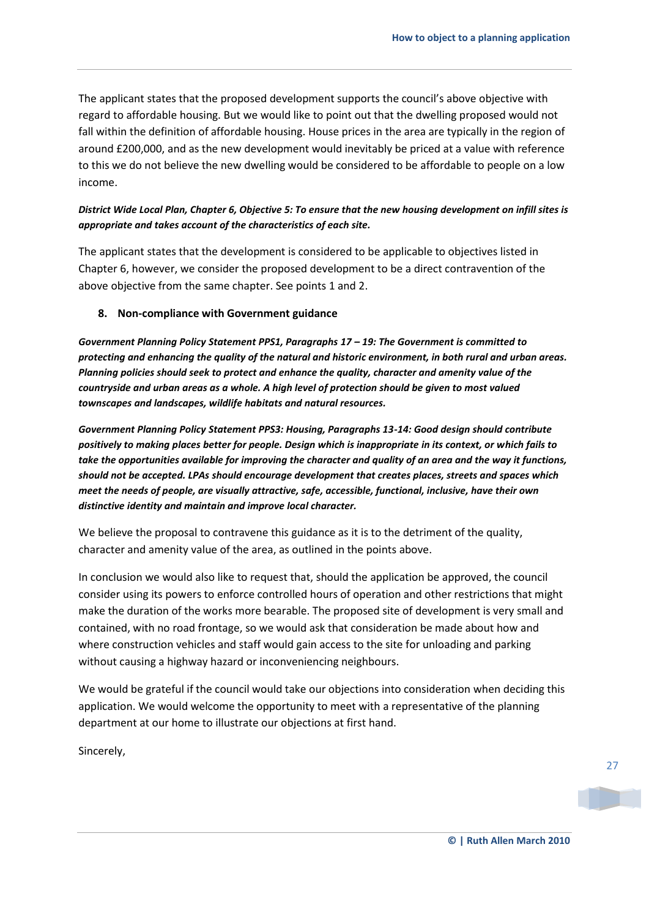The applicant states that the proposed development supports the council's above objective with regard to affordable housing. But we would like to point out that the dwelling proposed would not fall within the definition of affordable housing. House prices in the area are typically in the region of around £200,000, and as the new development would inevitably be priced at a value with reference to this we do not believe the new dwelling would be considered to be affordable to people on a low income.

***District Wide Local Plan, Chapter 6, Objective 5: To ensure that the new housing development on infill sites is appropriate and takes account of the characteristics of each site.***

The applicant states that the development is considered to be applicable to objectives listed in Chapter 6, however, we consider the proposed development to be a direct contravention of the above objective from the same chapter. See points 1 and 2.

**8. Non-compliance with Government guidance**

***Government Planning Policy Statement PPS1, Paragraphs 17 – 19: The Government is committed to protecting and enhancing the quality of the natural and historic environment, in both rural and urban areas. Planning policies should seek to protect and enhance the quality, character and amenity value of the countryside and urban areas as a whole. A high level of protection should be given to most valued townscapes and landscapes, wildlife habitats and natural resources.***

***Government Planning Policy Statement PPS3: Housing, Paragraphs 13-14: Good design should contribute positively to making places better for people. Design which is inappropriate in its context, or which fails to take the opportunities available for improving the character and quality of an area and the way it functions, should not be accepted. LPAs should encourage development that creates places, streets and spaces which meet the needs of people, are visually attractive, safe, accessible, functional, inclusive, have their own distinctive identity and maintain and improve local character.***

We believe the proposal to contravene this guidance as it is to the detriment of the quality, character and amenity value of the area, as outlined in the points above.

In conclusion we would also like to request that, should the application be approved, the council consider using its powers to enforce controlled hours of operation and other restrictions that might make the duration of the works more bearable. The proposed site of development is very small and contained, with no road frontage, so we would ask that consideration be made about how and where construction vehicles and staff would gain access to the site for unloading and parking without causing a highway hazard or inconveniencing neighbours.

We would be grateful if the council would take our objections into consideration when deciding this application. We would welcome the opportunity to meet with a representative of the planning department at our home to illustrate our objections at first hand.

Sincerely,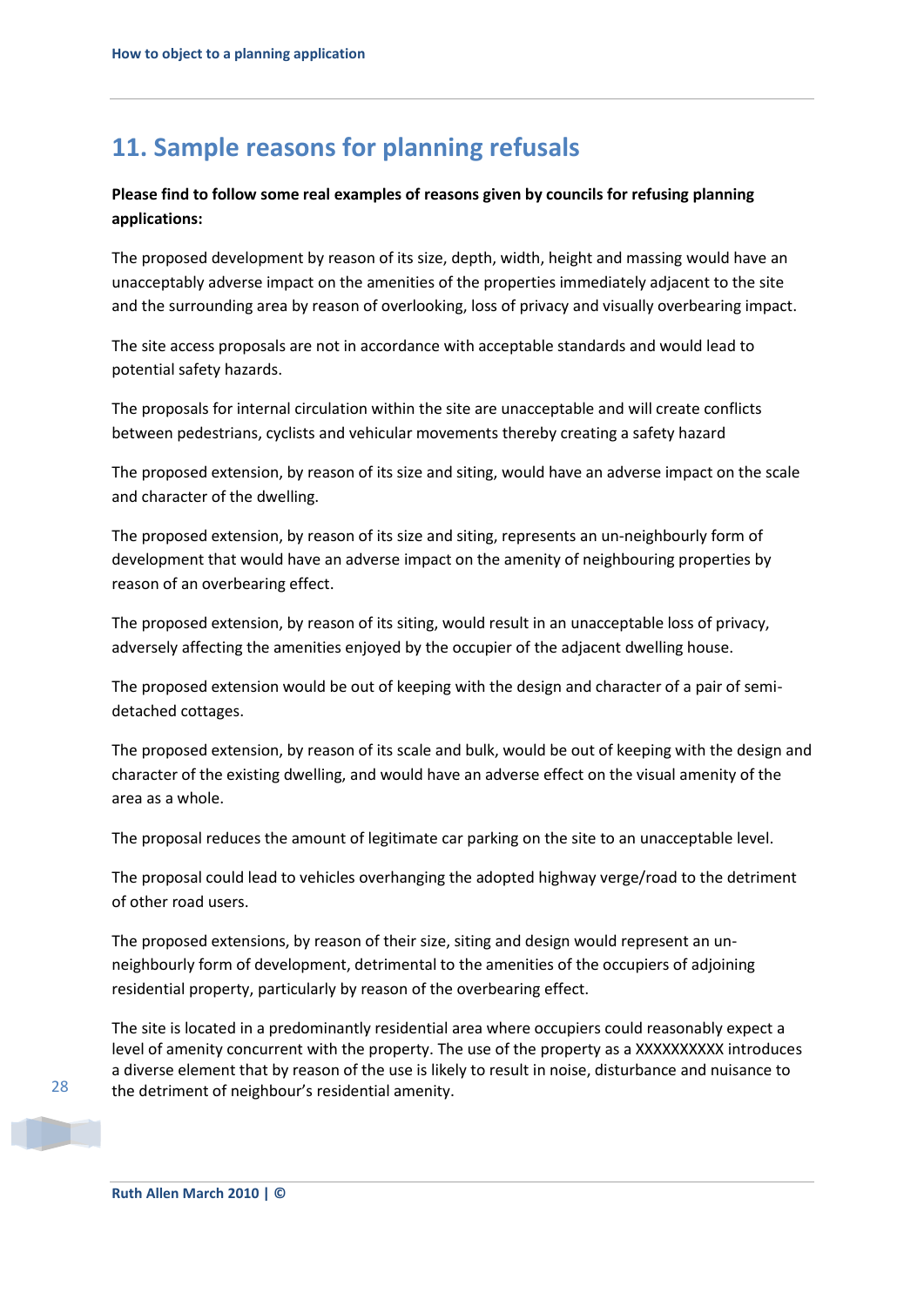## 11. Sample reasons for planning refusals

**Please find to follow some real examples of reasons given by councils for refusing planning applications:**

The proposed development by reason of its size, depth, width, height and massing would have an unacceptably adverse impact on the amenities of the properties immediately adjacent to the site and the surrounding area by reason of overlooking, loss of privacy and visually overbearing impact.

The site access proposals are not in accordance with acceptable standards and would lead to potential safety hazards.

The proposals for internal circulation within the site are unacceptable and will create conflicts between pedestrians, cyclists and vehicular movements thereby creating a safety hazard

The proposed extension, by reason of its size and siting, would have an adverse impact on the scale and character of the dwelling.

The proposed extension, by reason of its size and siting, represents an un-neighbourly form of development that would have an adverse impact on the amenity of neighbouring properties by reason of an overbearing effect.

The proposed extension, by reason of its siting, would result in an unacceptable loss of privacy, adversely affecting the amenities enjoyed by the occupier of the adjacent dwelling house.

The proposed extension would be out of keeping with the design and character of a pair of semi-detached cottages.

The proposed extension, by reason of its scale and bulk, would be out of keeping with the design and character of the existing dwelling, and would have an adverse effect on the visual amenity of the area as a whole.

The proposal reduces the amount of legitimate car parking on the site to an unacceptable level.

The proposal could lead to vehicles overhanging the adopted highway verge/road to the detriment of other road users.

The proposed extensions, by reason of their size, siting and design would represent an un-neighbourly form of development, detrimental to the amenities of the occupiers of adjoining residential property, particularly by reason of the overbearing effect.

The site is located in a predominantly residential area where occupiers could reasonably expect a level of amenity concurrent with the property. The use of the property as a XXXXXXXXXX introduces a diverse element that by reason of the use is likely to result in noise, disturbance and nuisance to the detriment of neighbour's residential amenity.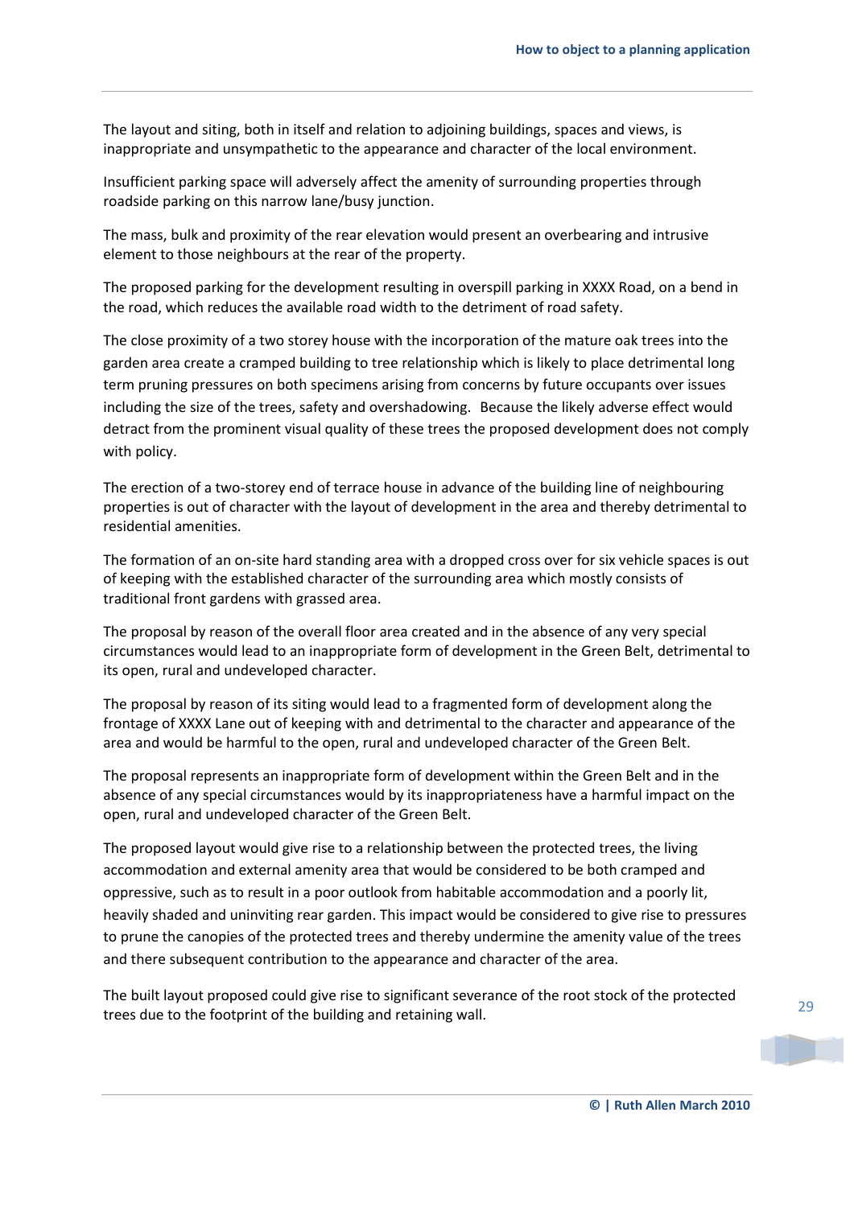The layout and siting, both in itself and relation to adjoining buildings, spaces and views, is inappropriate and unsympathetic to the appearance and character of the local environment.

Insufficient parking space will adversely affect the amenity of surrounding properties through roadside parking on this narrow lane/busy junction.

The mass, bulk and proximity of the rear elevation would present an overbearing and intrusive element to those neighbours at the rear of the property.

The proposed parking for the development resulting in overspill parking in XXXX Road, on a bend in the road, which reduces the available road width to the detriment of road safety.

The close proximity of a two storey house with the incorporation of the mature oak trees into the garden area create a cramped building to tree relationship which is likely to place detrimental long term pruning pressures on both specimens arising from concerns by future occupants over issues including the size of the trees, safety and overshadowing. Because the likely adverse effect would detract from the prominent visual quality of these trees the proposed development does not comply with policy.

The erection of a two-storey end of terrace house in advance of the building line of neighbouring properties is out of character with the layout of development in the area and thereby detrimental to residential amenities.

The formation of an on-site hard standing area with a dropped cross over for six vehicle spaces is out of keeping with the established character of the surrounding area which mostly consists of traditional front gardens with grassed area.

The proposal by reason of the overall floor area created and in the absence of any very special circumstances would lead to an inappropriate form of development in the Green Belt, detrimental to its open, rural and undeveloped character.

The proposal by reason of its siting would lead to a fragmented form of development along the frontage of XXXX Lane out of keeping with and detrimental to the character and appearance of the area and would be harmful to the open, rural and undeveloped character of the Green Belt.

The proposal represents an inappropriate form of development within the Green Belt and in the absence of any special circumstances would by its inappropriateness have a harmful impact on the open, rural and undeveloped character of the Green Belt.

The proposed layout would give rise to a relationship between the protected trees, the living accommodation and external amenity area that would be considered to be both cramped and oppressive, such as to result in a poor outlook from habitable accommodation and a poorly lit, heavily shaded and uninviting rear garden. This impact would be considered to give rise to pressures to prune the canopies of the protected trees and thereby undermine the amenity value of the trees and there subsequent contribution to the appearance and character of the area.

The built layout proposed could give rise to significant severance of the root stock of the protected trees due to the footprint of the building and retaining wall.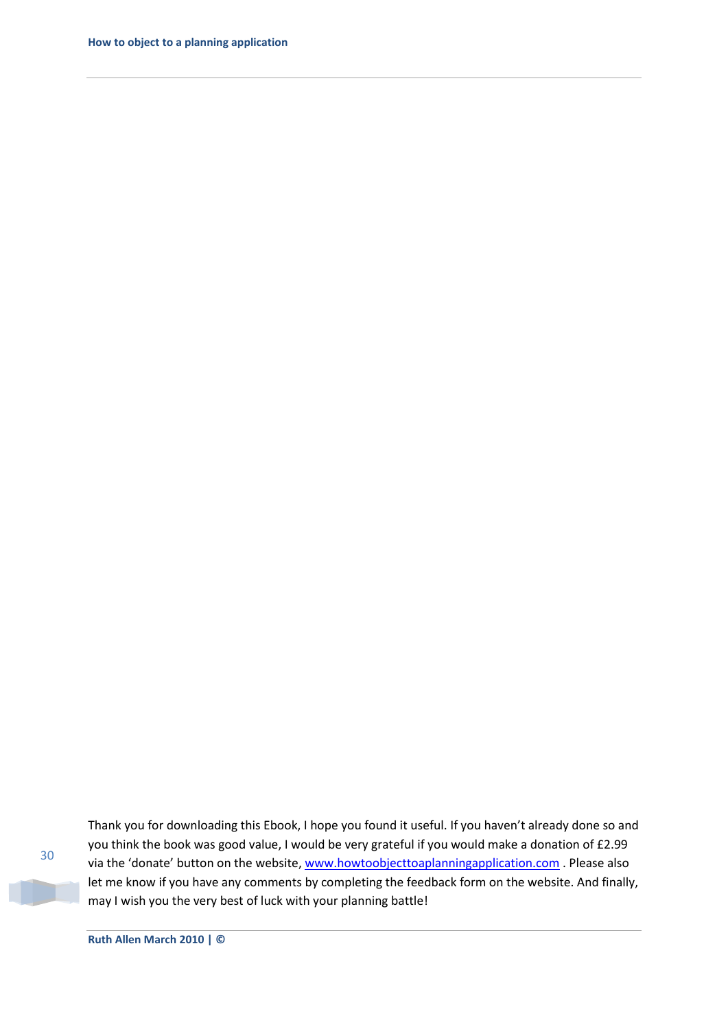Thank you for downloading this Ebook, I hope you found it useful. If you haven't already done so and you think the book was good value, I would be very grateful if you would make a donation of £2.99 via the 'donate' button on the website, [www.howtoobjecttoaplanningapplication.com](http://www.howtoobjecttoaplanningapplication.com) . Please also let me know if you have any comments by completing the feedback form on the website. And finally, may I wish you the very best of luck with your planning battle!